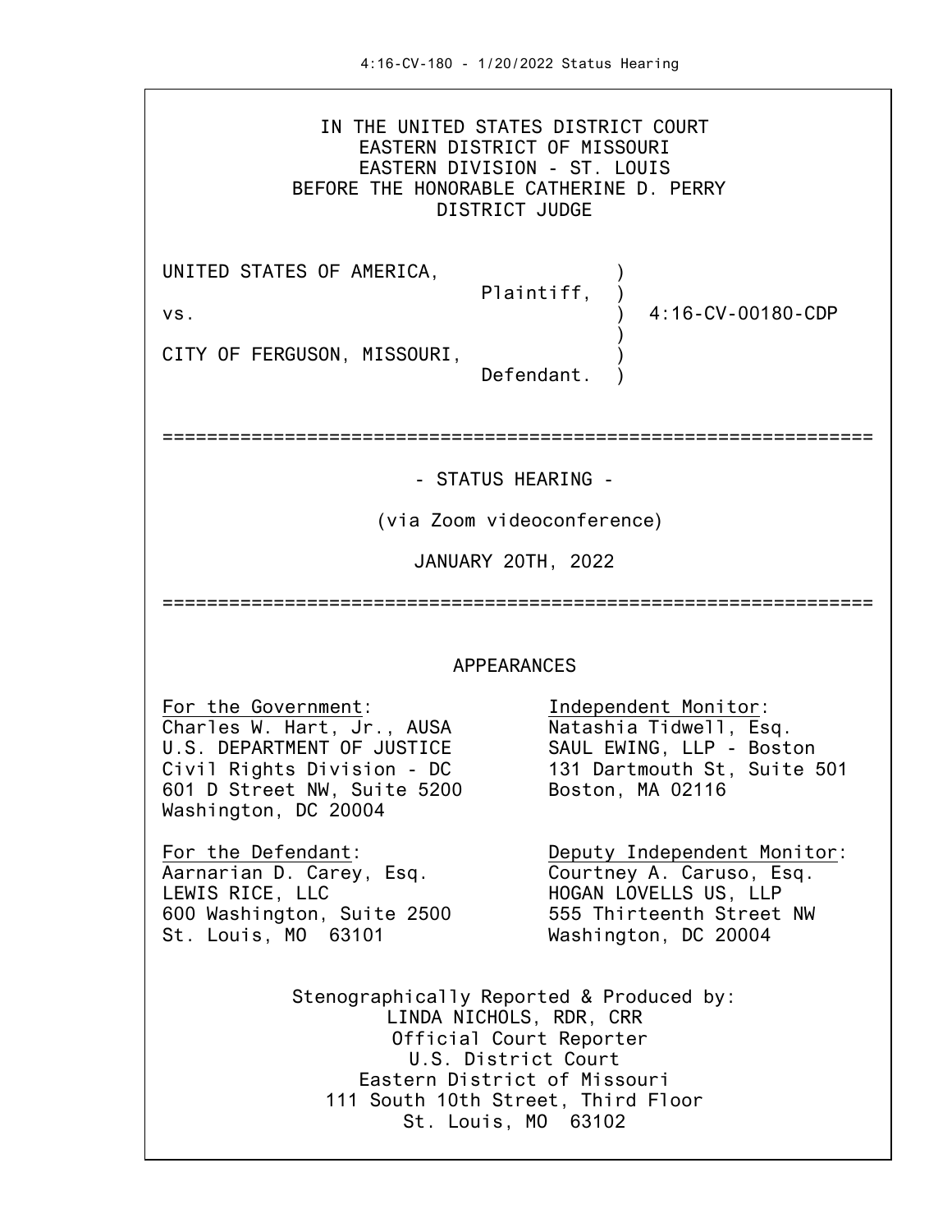IN THE UNITED STATES DISTRICT COURT
EASTERN DISTRICT OF MISSOURI
EASTERN DIVISION - ST. LOUIS
BEFORE THE HONORABLE CATHERINE D. PERRY
DISTRICT JUDGE

UNITED STATES OF AMERICA, )
Plaintiff, )
vs. ) 4:16-CV-00180-CDP
)
CITY OF FERGUSON, MISSOURI, )
Defendant. )

---

- STATUS HEARING -

(via Zoom videoconference)

JANUARY 20TH, 2022

---

APPEARANCES

For the Government:
Charles W. Hart, Jr., AUSA
U.S. DEPARTMENT OF JUSTICE
Civil Rights Division - DC
601 D Street NW, Suite 5200
Washington, DC 20004

Independent Monitor:
Natashia Tidwell, Esq.
SAUL EWING, LLP - Boston
131 Dartmouth St, Suite 501
Boston, MA 02116

For the Defendant:
Aarnarian D. Carey, Esq.
LEWIS RICE, LLC
600 Washington, Suite 2500
St. Louis, MO 63101

Deputy Independent Monitor:
Courtney A. Caruso, Esq.
HOGAN LOVELLS US, LLP
555 Thirteenth Street NW
Washington, DC 20004

Stenographically Reported & Produced by:
LINDA NICHOLS, RDR, CRR
Official Court Reporter
U.S. District Court
Eastern District of Missouri
111 South 10th Street, Third Floor
St. Louis, MO 63102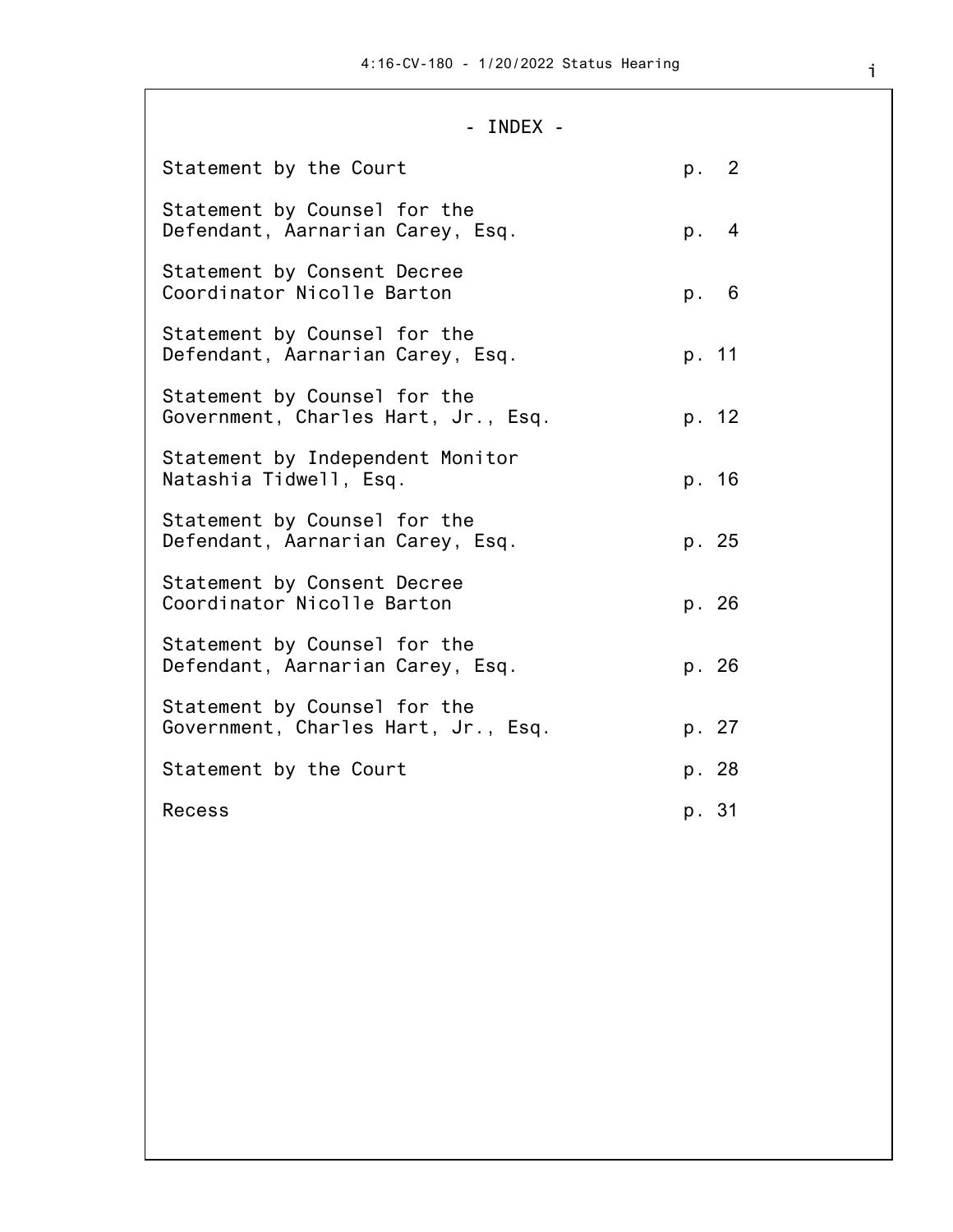# - INDEX -

| | |
|---|---|
| Statement by the Court | p. 2 |
| Statement by Counsel for the Defendant, Aarnarian Carey, Esq. | p. 4 |
| Statement by Consent Decree Coordinator Nicolle Barton | p. 6 |
| Statement by Counsel for the Defendant, Aarnarian Carey, Esq. | p. 11 |
| Statement by Counsel for the Government, Charles Hart, Jr., Esq. | p. 12 |
| Statement by Independent Monitor Natashia Tidwell, Esq. | p. 16 |
| Statement by Counsel for the Defendant, Aarnarian Carey, Esq. | p. 25 |
| Statement by Consent Decree Coordinator Nicolle Barton | p. 26 |
| Statement by Counsel for the Defendant, Aarnarian Carey, Esq. | p. 26 |
| Statement by Counsel for the Government, Charles Hart, Jr., Esq. | p. 27 |
| Statement by the Court | p. 28 |
| Recess | p. 31 |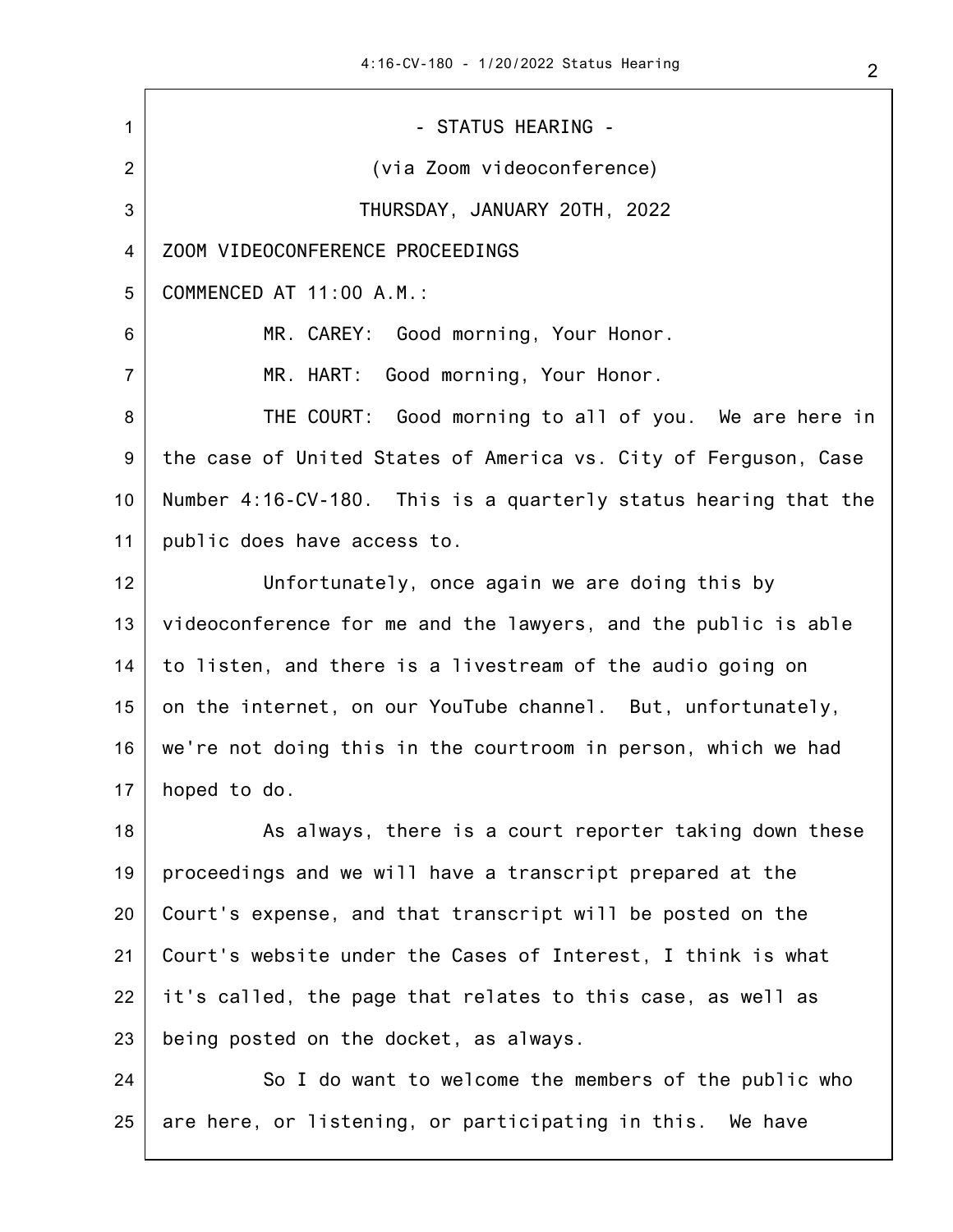- STATUS HEARING -

(via Zoom videoconference)

THURSDAY, JANUARY 20TH, 2022

ZOOM VIDEOCONFERENCE PROCEEDINGS

COMMENCED AT 11:00 A.M.:

MR. CAREY: Good morning, Your Honor.

MR. HART: Good morning, Your Honor.

THE COURT: Good morning to all of you. We are here in the case of United States of America vs. City of Ferguson, Case Number 4:16-CV-180. This is a quarterly status hearing that the public does have access to.

Unfortunately, once again we are doing this by videoconference for me and the lawyers, and the public is able to listen, and there is a livestream of the audio going on on the internet, on our YouTube channel. But, unfortunately, we're not doing this in the courtroom in person, which we had hoped to do.

As always, there is a court reporter taking down these proceedings and we will have a transcript prepared at the Court's expense, and that transcript will be posted on the Court's website under the Cases of Interest, I think is what it's called, the page that relates to this case, as well as being posted on the docket, as always.

So I do want to welcome the members of the public who are here, or listening, or participating in this. We have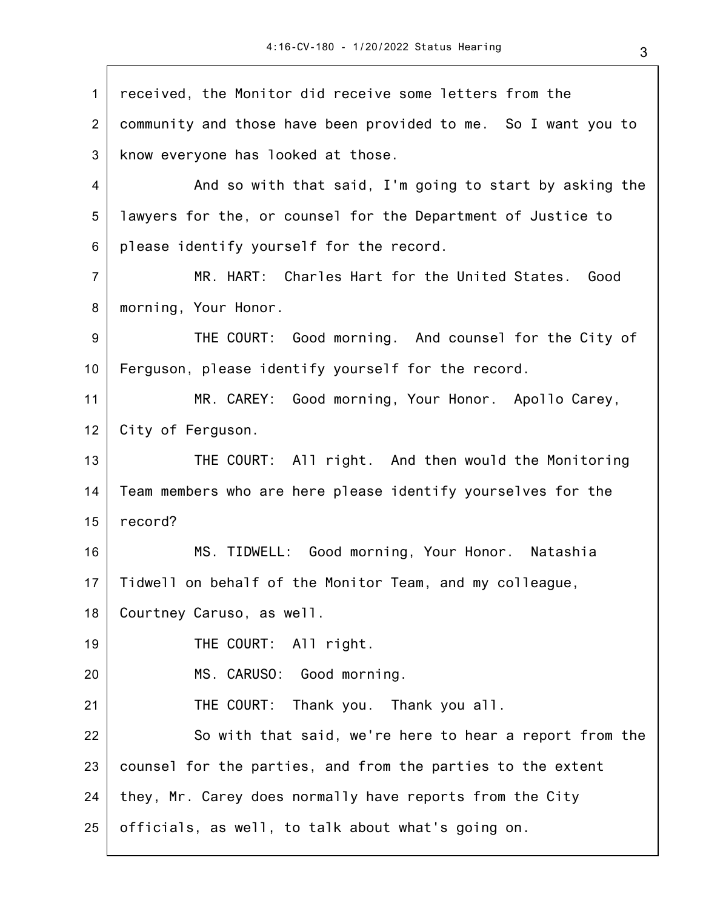received, the Monitor did receive some letters from the community and those have been provided to me. So I want you to know everyone has looked at those.

And so with that said, I'm going to start by asking the lawyers for the, or counsel for the Department of Justice to please identify yourself for the record.

MR. HART: Charles Hart for the United States. Good morning, Your Honor.

THE COURT: Good morning. And counsel for the City of Ferguson, please identify yourself for the record.

MR. CAREY: Good morning, Your Honor. Apollo Carey, City of Ferguson.

THE COURT: All right. And then would the Monitoring Team members who are here please identify yourselves for the record?

MS. TIDWELL: Good morning, Your Honor. Natashia Tidwell on behalf of the Monitor Team, and my colleague, Courtney Caruso, as well.

THE COURT: All right.

MS. CARUSO: Good morning.

THE COURT: Thank you. Thank you all.

So with that said, we're here to hear a report from the counsel for the parties, and from the parties to the extent they, Mr. Carey does normally have reports from the City officials, as well, to talk about what's going on.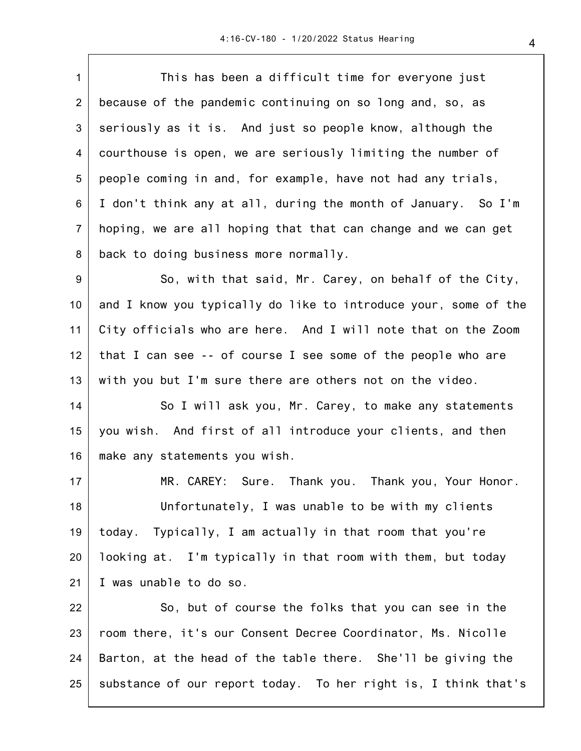This has been a difficult time for everyone just because of the pandemic continuing on so long and, so, as seriously as it is. And just so people know, although the courthouse is open, we are seriously limiting the number of people coming in and, for example, have not had any trials, I don't think any at all, during the month of January. So I'm hoping, we are all hoping that that can change and we can get back to doing business more normally.

So, with that said, Mr. Carey, on behalf of the City, and I know you typically do like to introduce your, some of the City officials who are here. And I will note that on the Zoom that I can see -- of course I see some of the people who are with you but I'm sure there are others not on the video.

So I will ask you, Mr. Carey, to make any statements you wish. And first of all introduce your clients, and then make any statements you wish.

MR. CAREY: Sure. Thank you. Thank you, Your Honor.

Unfortunately, I was unable to be with my clients today. Typically, I am actually in that room that you're looking at. I'm typically in that room with them, but today I was unable to do so.

So, but of course the folks that you can see in the room there, it's our Consent Decree Coordinator, Ms. Nicolle Barton, at the head of the table there. She'll be giving the substance of our report today. To her right is, I think that's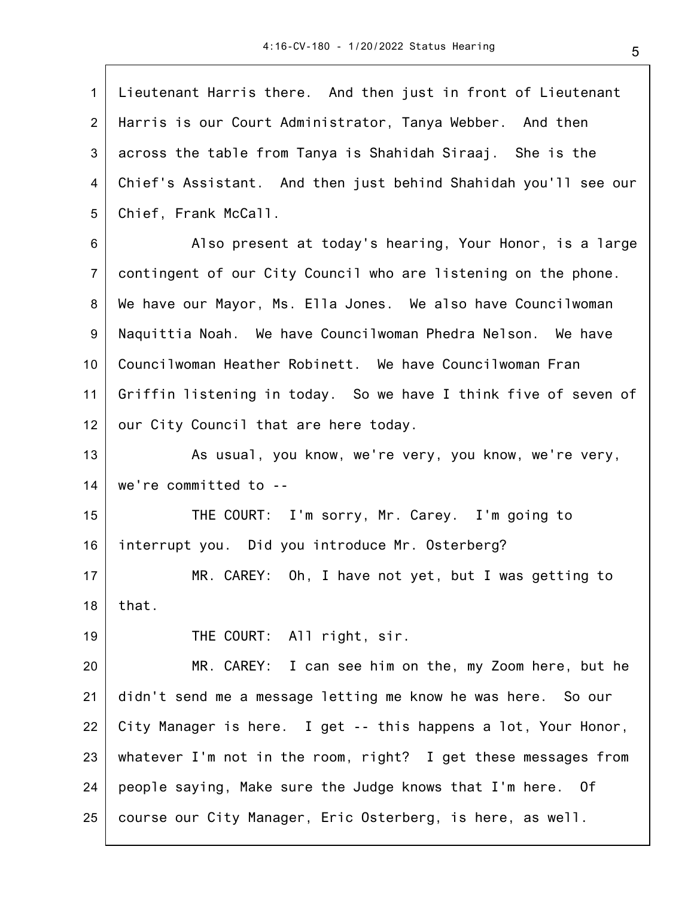Lieutenant Harris there. And then just in front of Lieutenant Harris is our Court Administrator, Tanya Webber. And then across the table from Tanya is Shahidah Siraaj. She is the Chief's Assistant. And then just behind Shahidah you'll see our Chief, Frank McCall.

Also present at today's hearing, Your Honor, is a large contingent of our City Council who are listening on the phone. We have our Mayor, Ms. Ella Jones. We also have Councilwoman Naquittia Noah. We have Councilwoman Phedra Nelson. We have Councilwoman Heather Robinett. We have Councilwoman Fran Griffin listening in today. So we have I think five of seven of our City Council that are here today.

As usual, you know, we're very, you know, we're very, we're committed to --

THE COURT: I'm sorry, Mr. Carey. I'm going to interrupt you. Did you introduce Mr. Osterberg?

MR. CAREY: Oh, I have not yet, but I was getting to that.

THE COURT: All right, sir.

MR. CAREY: I can see him on the, my Zoom here, but he didn't send me a message letting me know he was here. So our City Manager is here. I get -- this happens a lot, Your Honor, whatever I'm not in the room, right? I get these messages from people saying, Make sure the Judge knows that I'm here. Of course our City Manager, Eric Osterberg, is here, as well.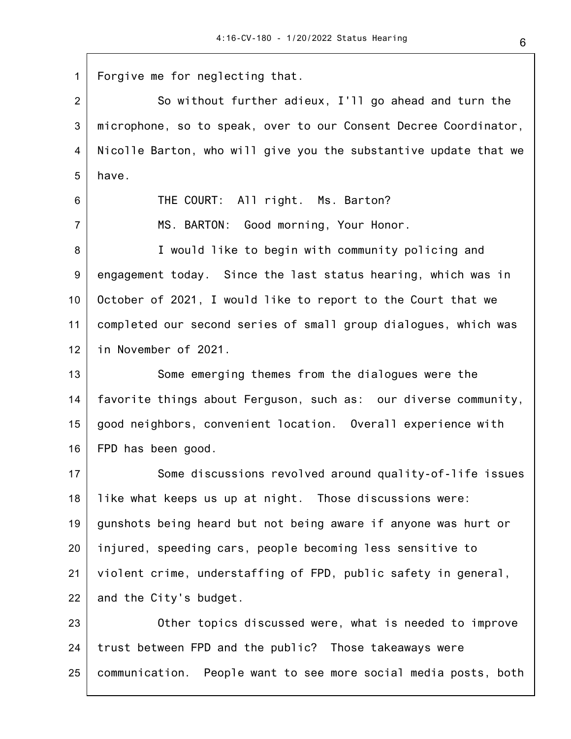Forgive me for neglecting that.

So without further adieux, I'll go ahead and turn the microphone, so to speak, over to our Consent Decree Coordinator, Nicolle Barton, who will give you the substantive update that we have.

THE COURT: All right. Ms. Barton?

MS. BARTON: Good morning, Your Honor.

I would like to begin with community policing and engagement today. Since the last status hearing, which was in October of 2021, I would like to report to the Court that we completed our second series of small group dialogues, which was in November of 2021.

Some emerging themes from the dialogues were the favorite things about Ferguson, such as: our diverse community, good neighbors, convenient location. Overall experience with FPD has been good.

Some discussions revolved around quality-of-life issues like what keeps us up at night. Those discussions were: gunshots being heard but not being aware if anyone was hurt or injured, speeding cars, people becoming less sensitive to violent crime, understaffing of FPD, public safety in general, and the City's budget.

Other topics discussed were, what is needed to improve trust between FPD and the public? Those takeaways were communication. People want to see more social media posts, both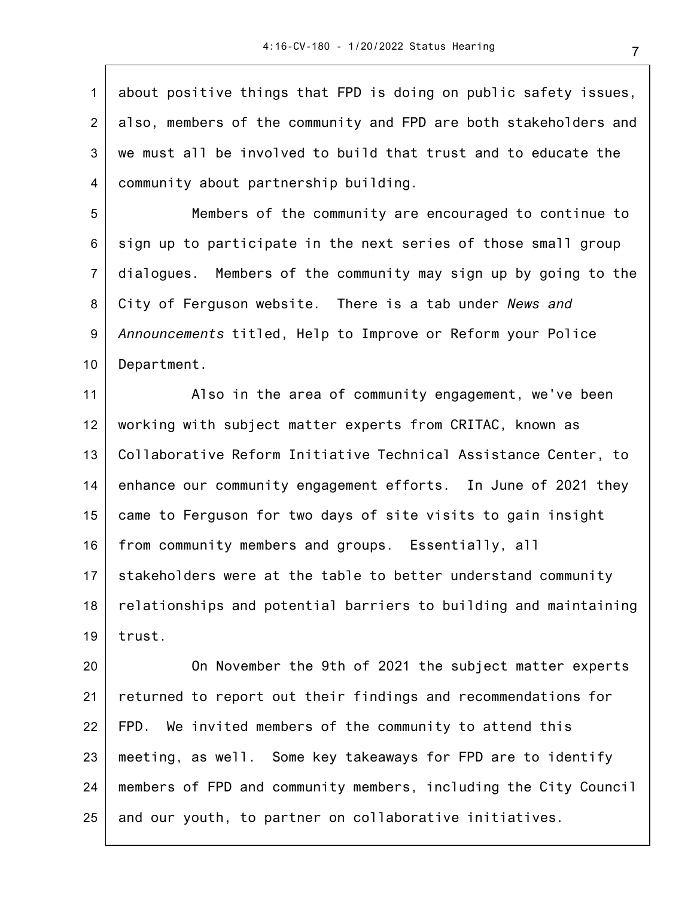about positive things that FPD is doing on public safety issues, also, members of the community and FPD are both stakeholders and we must all be involved to build that trust and to educate the community about partnership building.

Members of the community are encouraged to continue to sign up to participate in the next series of those small group dialogues. Members of the community may sign up by going to the City of Ferguson website. There is a tab under *News and Announcements* titled, Help to Improve or Reform your Police Department.

Also in the area of community engagement, we've been working with subject matter experts from CRITAC, known as Collaborative Reform Initiative Technical Assistance Center, to enhance our community engagement efforts. In June of 2021 they came to Ferguson for two days of site visits to gain insight from community members and groups. Essentially, all stakeholders were at the table to better understand community relationships and potential barriers to building and maintaining trust.

On November the 9th of 2021 the subject matter experts returned to report out their findings and recommendations for FPD. We invited members of the community to attend this meeting, as well. Some key takeaways for FPD are to identify members of FPD and community members, including the City Council and our youth, to partner on collaborative initiatives.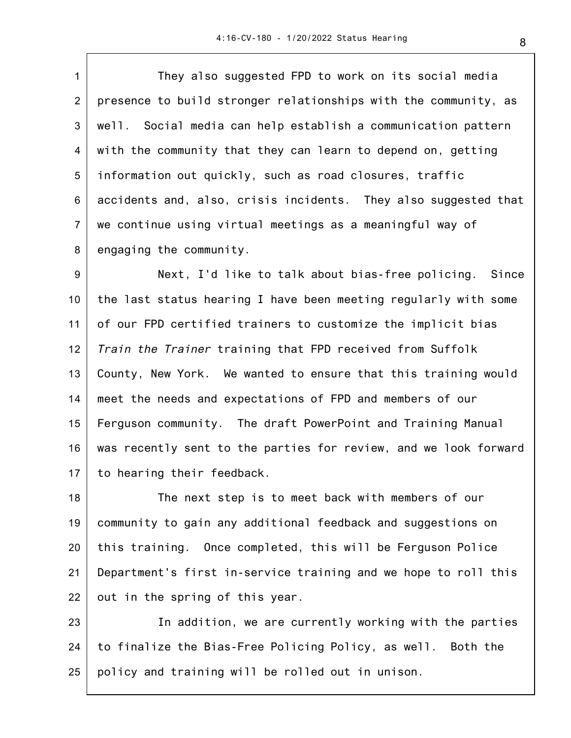They also suggested FPD to work on its social media presence to build stronger relationships with the community, as well. Social media can help establish a communication pattern with the community that they can learn to depend on, getting information out quickly, such as road closures, traffic accidents and, also, crisis incidents. They also suggested that we continue using virtual meetings as a meaningful way of engaging the community.

Next, I'd like to talk about bias-free policing. Since the last status hearing I have been meeting regularly with some of our FPD certified trainers to customize the implicit bias *Train the Trainer* training that FPD received from Suffolk County, New York. We wanted to ensure that this training would meet the needs and expectations of FPD and members of our Ferguson community. The draft PowerPoint and Training Manual was recently sent to the parties for review, and we look forward to hearing their feedback.

The next step is to meet back with members of our community to gain any additional feedback and suggestions on this training. Once completed, this will be Ferguson Police Department's first in-service training and we hope to roll this out in the spring of this year.

In addition, we are currently working with the parties to finalize the Bias-Free Policing Policy, as well. Both the policy and training will be rolled out in unison.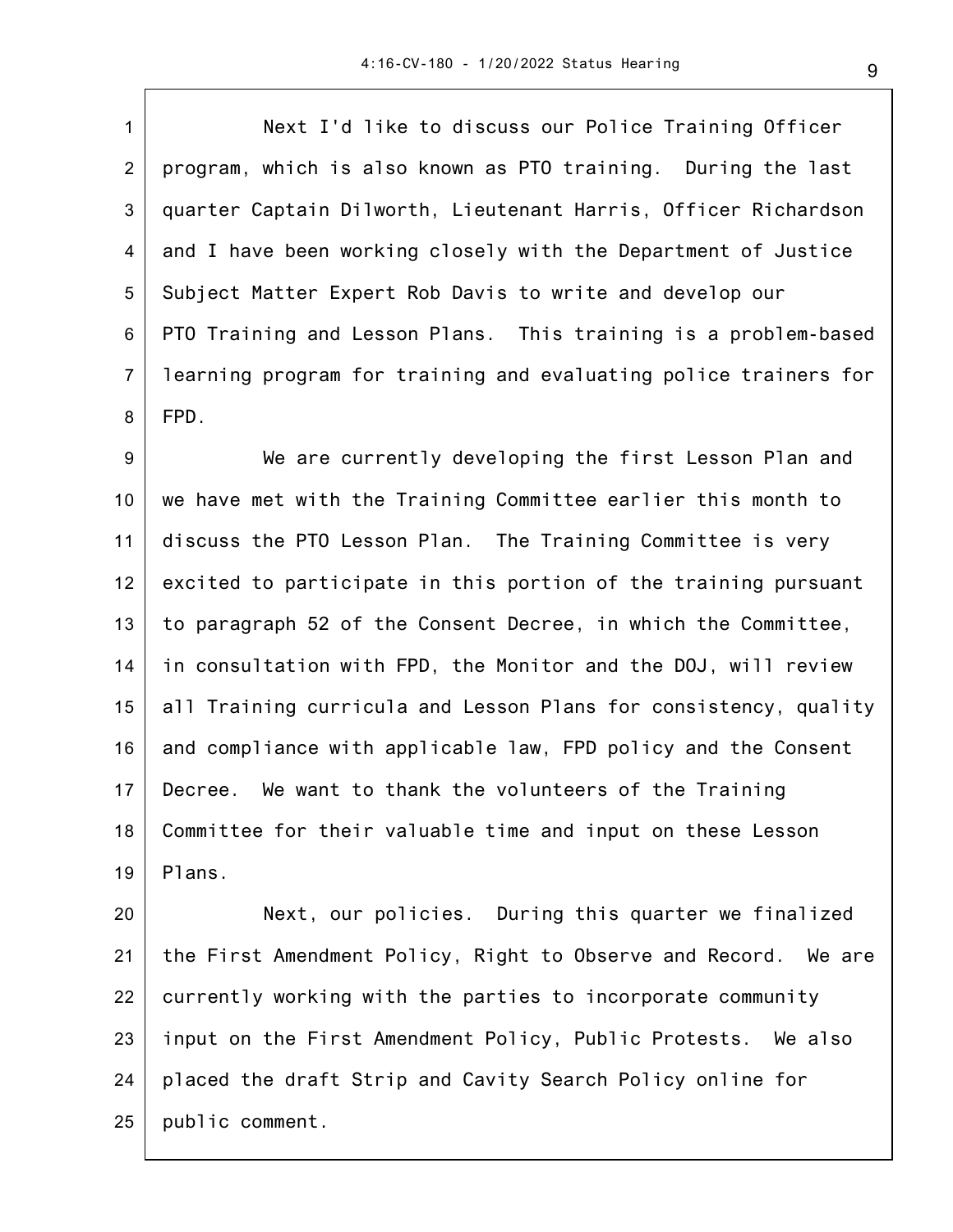Next I'd like to discuss our Police Training Officer program, which is also known as PTO training. During the last quarter Captain Dilworth, Lieutenant Harris, Officer Richardson and I have been working closely with the Department of Justice Subject Matter Expert Rob Davis to write and develop our PTO Training and Lesson Plans. This training is a problem-based learning program for training and evaluating police trainers for FPD.

We are currently developing the first Lesson Plan and we have met with the Training Committee earlier this month to discuss the PTO Lesson Plan. The Training Committee is very excited to participate in this portion of the training pursuant to paragraph 52 of the Consent Decree, in which the Committee, in consultation with FPD, the Monitor and the DOJ, will review all Training curricula and Lesson Plans for consistency, quality and compliance with applicable law, FPD policy and the Consent Decree. We want to thank the volunteers of the Training Committee for their valuable time and input on these Lesson Plans.

Next, our policies. During this quarter we finalized the First Amendment Policy, Right to Observe and Record. We are currently working with the parties to incorporate community input on the First Amendment Policy, Public Protests. We also placed the draft Strip and Cavity Search Policy online for public comment.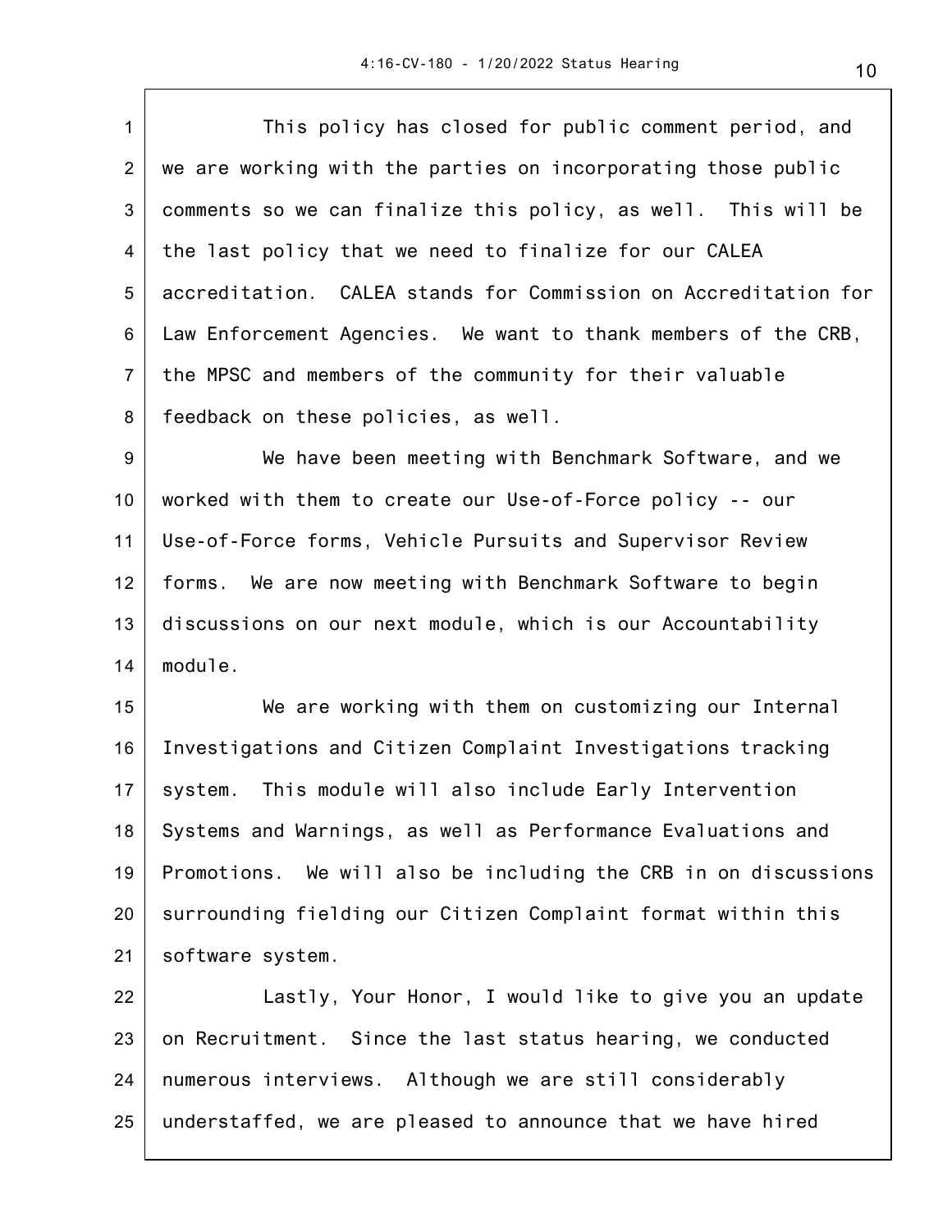This policy has closed for public comment period, and we are working with the parties on incorporating those public comments so we can finalize this policy, as well. This will be the last policy that we need to finalize for our CALEA accreditation. CALEA stands for Commission on Accreditation for Law Enforcement Agencies. We want to thank members of the CRB, the MPSC and members of the community for their valuable feedback on these policies, as well.

We have been meeting with Benchmark Software, and we worked with them to create our Use-of-Force policy -- our Use-of-Force forms, Vehicle Pursuits and Supervisor Review forms. We are now meeting with Benchmark Software to begin discussions on our next module, which is our Accountability module.

We are working with them on customizing our Internal Investigations and Citizen Complaint Investigations tracking system. This module will also include Early Intervention Systems and Warnings, as well as Performance Evaluations and Promotions. We will also be including the CRB in on discussions surrounding fielding our Citizen Complaint format within this software system.

Lastly, Your Honor, I would like to give you an update on Recruitment. Since the last status hearing, we conducted numerous interviews. Although we are still considerably understaffed, we are pleased to announce that we have hired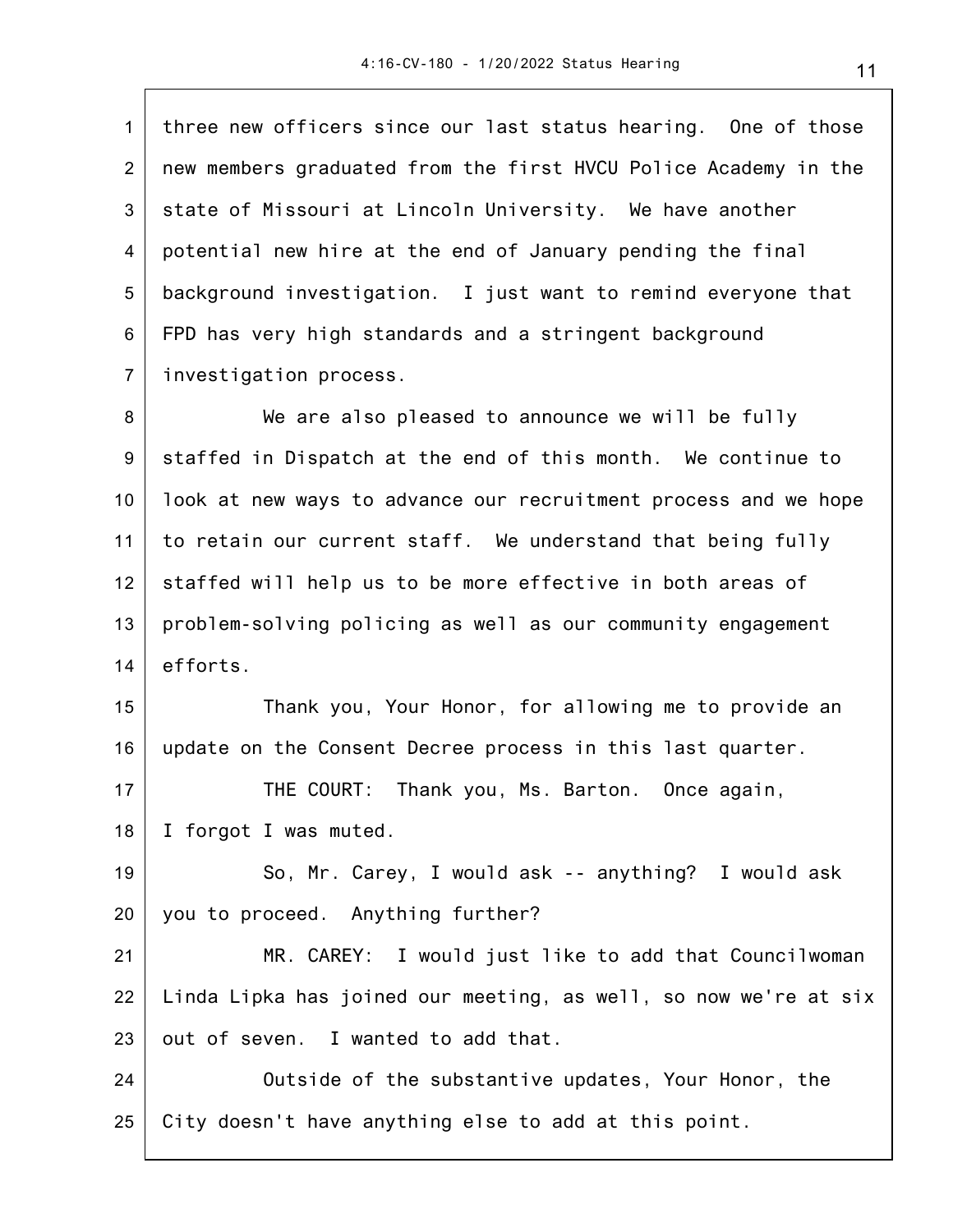three new officers since our last status hearing. One of those new members graduated from the first HVCU Police Academy in the state of Missouri at Lincoln University. We have another potential new hire at the end of January pending the final background investigation. I just want to remind everyone that FPD has very high standards and a stringent background investigation process.

We are also pleased to announce we will be fully staffed in Dispatch at the end of this month. We continue to look at new ways to advance our recruitment process and we hope to retain our current staff. We understand that being fully staffed will help us to be more effective in both areas of problem-solving policing as well as our community engagement efforts.

Thank you, Your Honor, for allowing me to provide an update on the Consent Decree process in this last quarter.

THE COURT: Thank you, Ms. Barton. Once again, I forgot I was muted.

So, Mr. Carey, I would ask -- anything? I would ask you to proceed. Anything further?

MR. CAREY: I would just like to add that Councilwoman Linda Lipka has joined our meeting, as well, so now we're at six out of seven. I wanted to add that.

Outside of the substantive updates, Your Honor, the City doesn't have anything else to add at this point.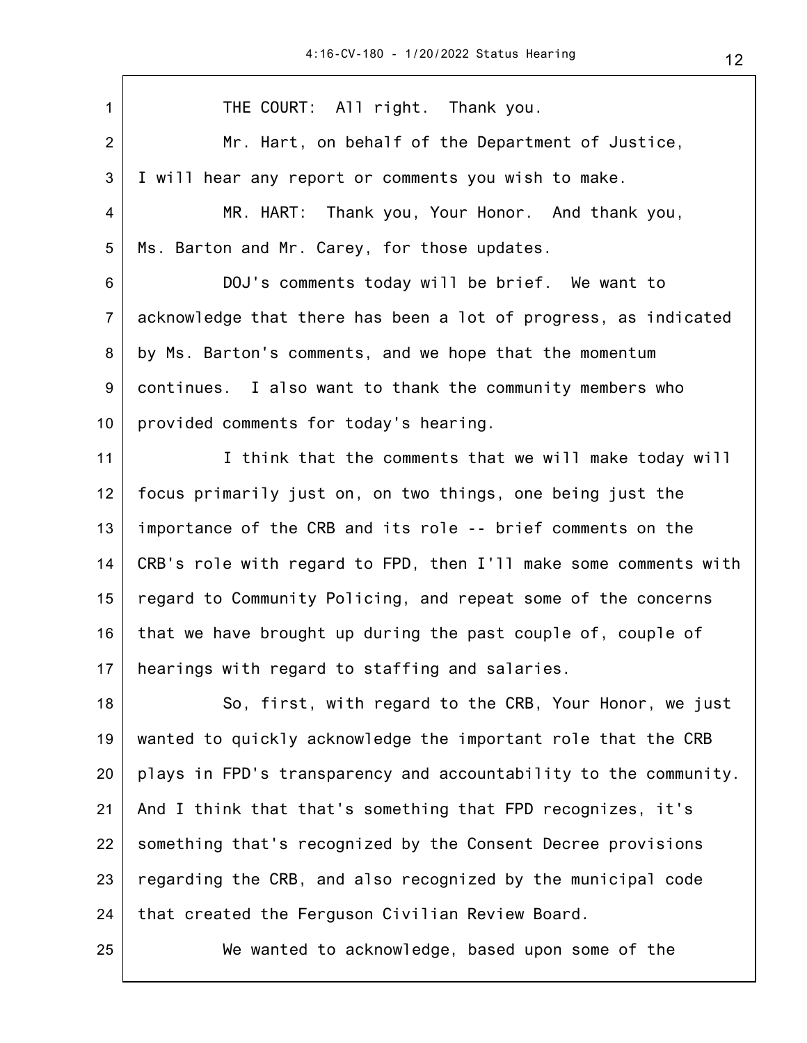THE COURT: All right. Thank you.

Mr. Hart, on behalf of the Department of Justice, I will hear any report or comments you wish to make.

MR. HART: Thank you, Your Honor. And thank you, Ms. Barton and Mr. Carey, for those updates.

DOJ's comments today will be brief. We want to acknowledge that there has been a lot of progress, as indicated by Ms. Barton's comments, and we hope that the momentum continues. I also want to thank the community members who provided comments for today's hearing.

I think that the comments that we will make today will focus primarily just on, on two things, one being just the importance of the CRB and its role -- brief comments on the CRB's role with regard to FPD, then I'll make some comments with regard to Community Policing, and repeat some of the concerns that we have brought up during the past couple of, couple of hearings with regard to staffing and salaries.

So, first, with regard to the CRB, Your Honor, we just wanted to quickly acknowledge the important role that the CRB plays in FPD's transparency and accountability to the community. And I think that that's something that FPD recognizes, it's something that's recognized by the Consent Decree provisions regarding the CRB, and also recognized by the municipal code that created the Ferguson Civilian Review Board.

We wanted to acknowledge, based upon some of the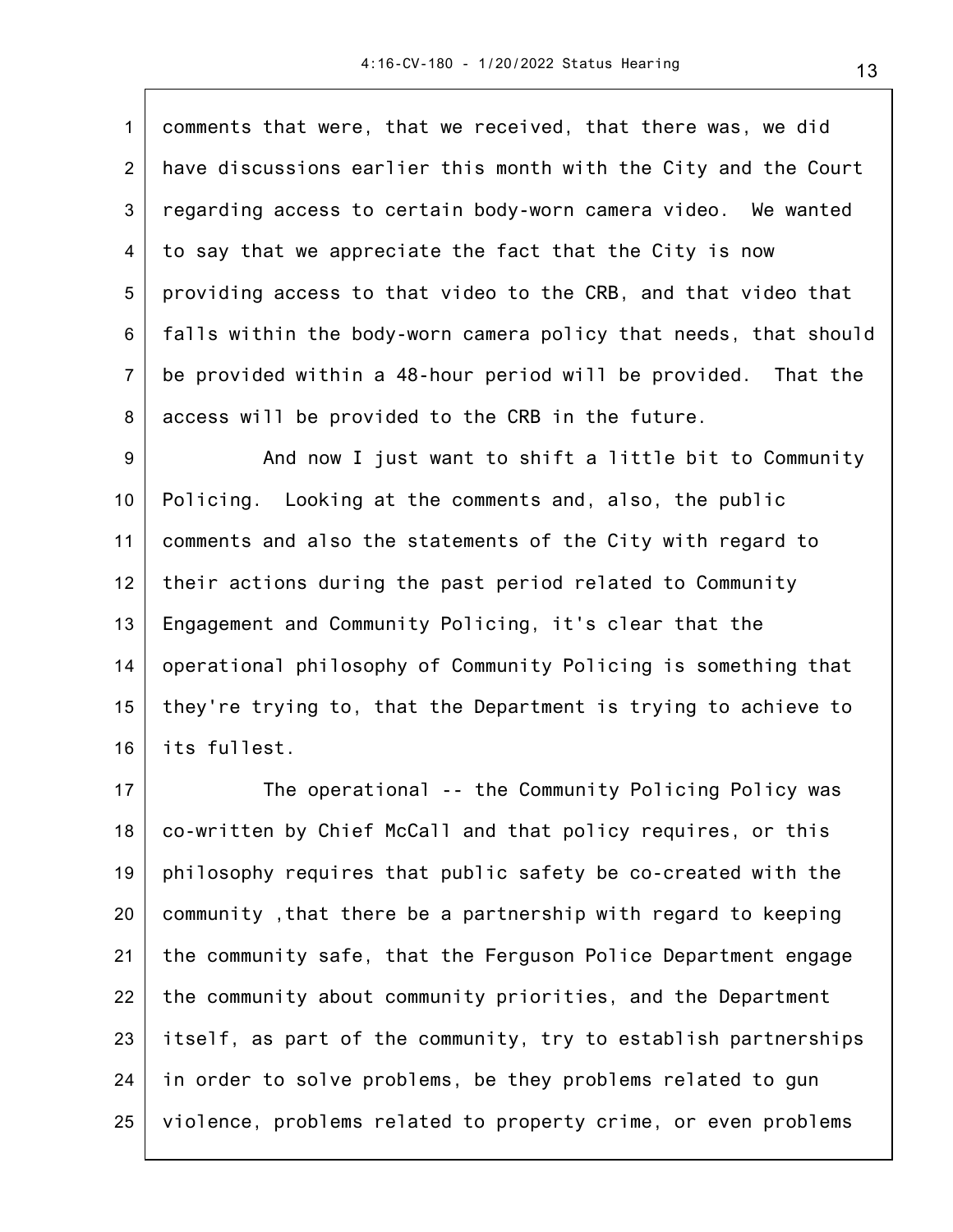comments that were, that we received, that there was, we did have discussions earlier this month with the City and the Court regarding access to certain body-worn camera video. We wanted to say that we appreciate the fact that the City is now providing access to that video to the CRB, and that video that falls within the body-worn camera policy that needs, that should be provided within a 48-hour period will be provided. That the access will be provided to the CRB in the future.

And now I just want to shift a little bit to Community Policing. Looking at the comments and, also, the public comments and also the statements of the City with regard to their actions during the past period related to Community Engagement and Community Policing, it's clear that the operational philosophy of Community Policing is something that they're trying to, that the Department is trying to achieve to its fullest.

The operational -- the Community Policing Policy was co-written by Chief McCall and that policy requires, or this philosophy requires that public safety be co-created with the community ,that there be a partnership with regard to keeping the community safe, that the Ferguson Police Department engage the community about community priorities, and the Department itself, as part of the community, try to establish partnerships in order to solve problems, be they problems related to gun violence, problems related to property crime, or even problems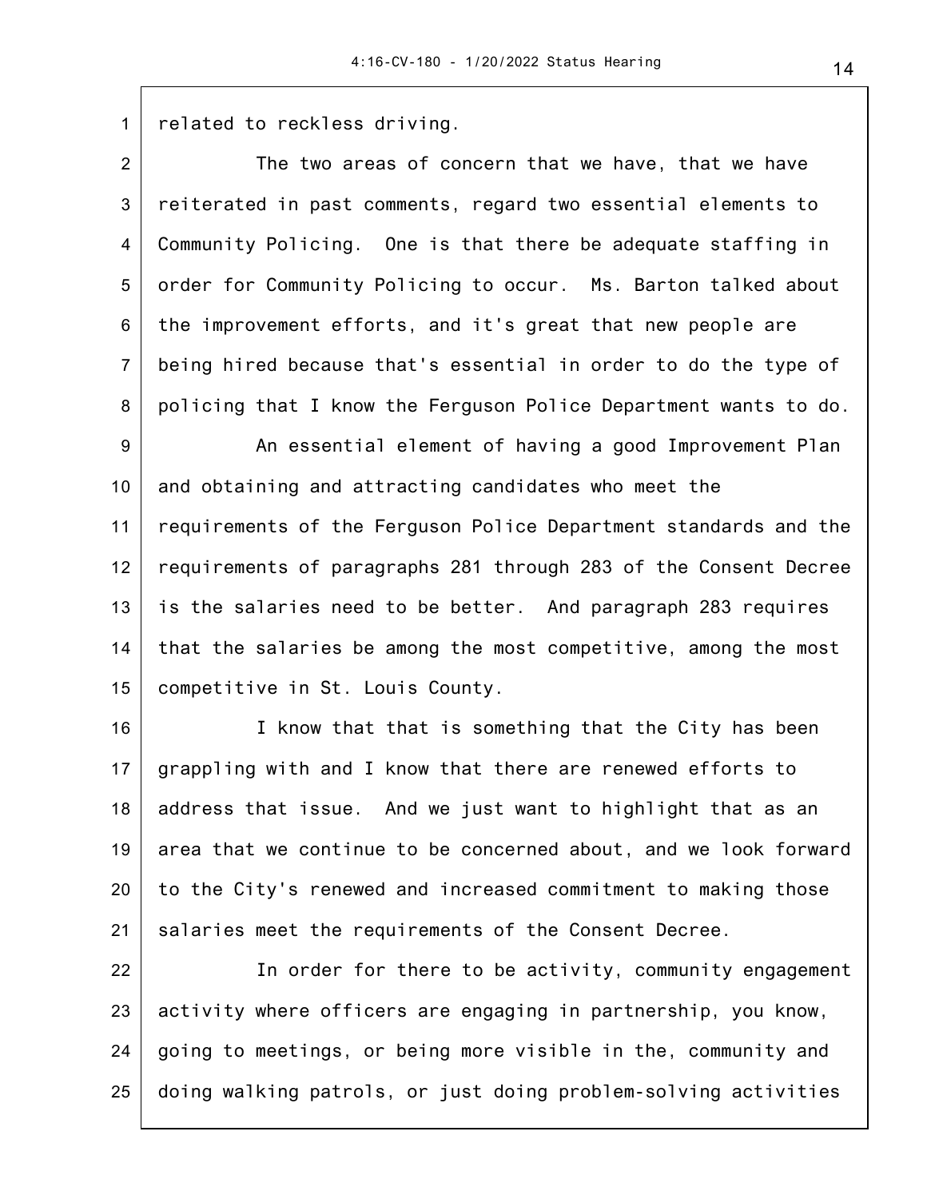related to reckless driving.

The two areas of concern that we have, that we have reiterated in past comments, regard two essential elements to Community Policing. One is that there be adequate staffing in order for Community Policing to occur. Ms. Barton talked about the improvement efforts, and it's great that new people are being hired because that's essential in order to do the type of policing that I know the Ferguson Police Department wants to do.

An essential element of having a good Improvement Plan and obtaining and attracting candidates who meet the requirements of the Ferguson Police Department standards and the requirements of paragraphs 281 through 283 of the Consent Decree is the salaries need to be better. And paragraph 283 requires that the salaries be among the most competitive, among the most competitive in St. Louis County.

I know that that is something that the City has been grappling with and I know that there are renewed efforts to address that issue. And we just want to highlight that as an area that we continue to be concerned about, and we look forward to the City's renewed and increased commitment to making those salaries meet the requirements of the Consent Decree.

In order for there to be activity, community engagement activity where officers are engaging in partnership, you know, going to meetings, or being more visible in the, community and doing walking patrols, or just doing problem-solving activities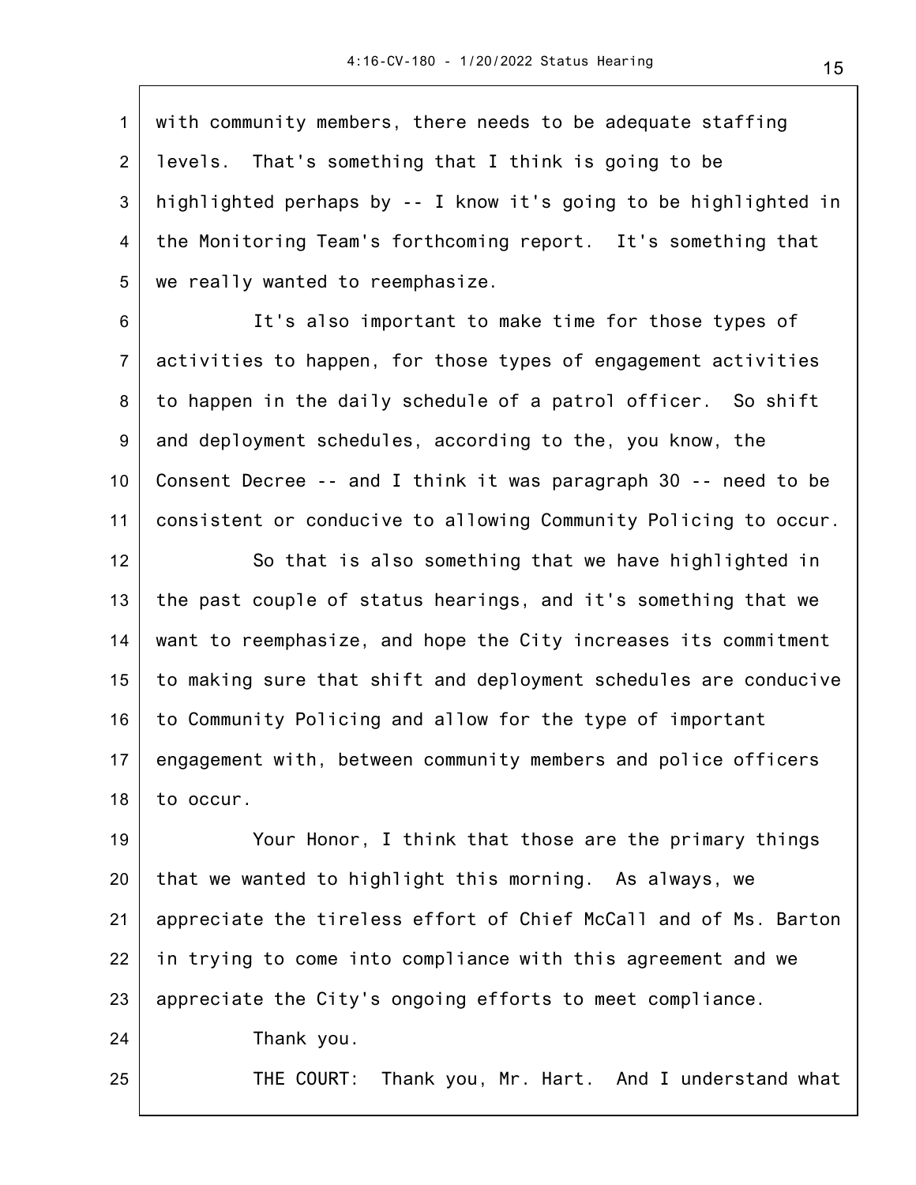with community members, there needs to be adequate staffing levels. That's something that I think is going to be highlighted perhaps by -- I know it's going to be highlighted in the Monitoring Team's forthcoming report. It's something that we really wanted to reemphasize.

It's also important to make time for those types of activities to happen, for those types of engagement activities to happen in the daily schedule of a patrol officer. So shift and deployment schedules, according to the, you know, the Consent Decree -- and I think it was paragraph 30 -- need to be consistent or conducive to allowing Community Policing to occur.

So that is also something that we have highlighted in the past couple of status hearings, and it's something that we want to reemphasize, and hope the City increases its commitment to making sure that shift and deployment schedules are conducive to Community Policing and allow for the type of important engagement with, between community members and police officers to occur.

Your Honor, I think that those are the primary things that we wanted to highlight this morning. As always, we appreciate the tireless effort of Chief McCall and of Ms. Barton in trying to come into compliance with this agreement and we appreciate the City's ongoing efforts to meet compliance.

Thank you.

THE COURT: Thank you, Mr. Hart. And I understand what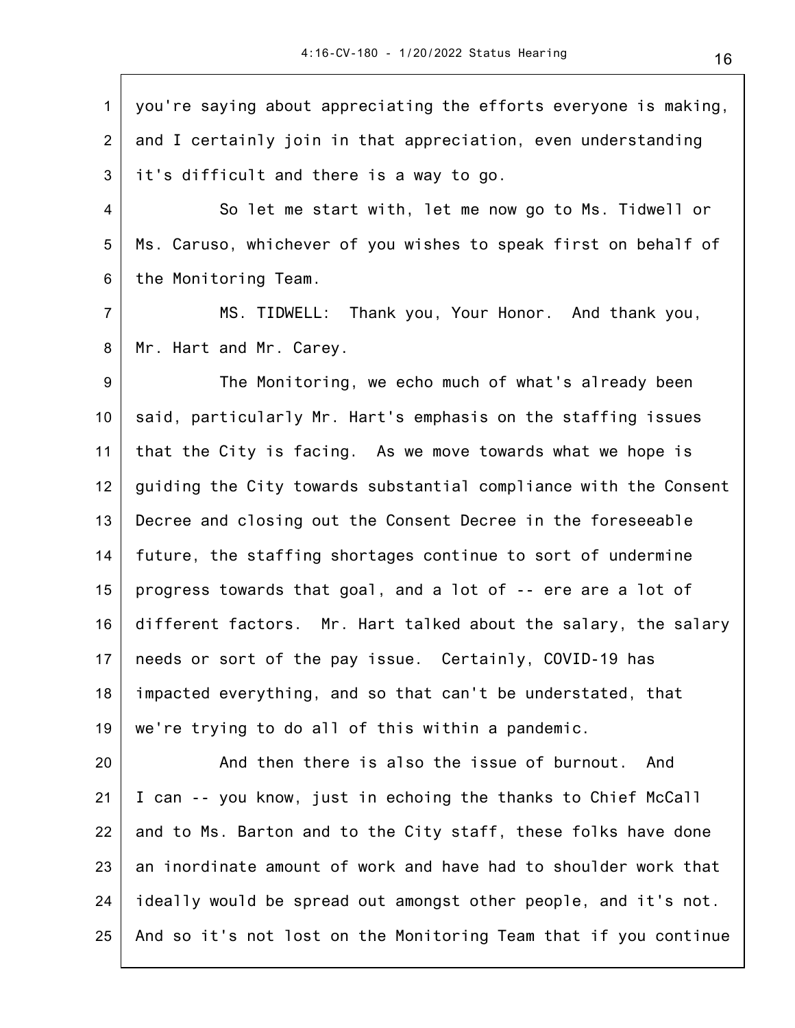you're saying about appreciating the efforts everyone is making, and I certainly join in that appreciation, even understanding it's difficult and there is a way to go.

So let me start with, let me now go to Ms. Tidwell or Ms. Caruso, whichever of you wishes to speak first on behalf of the Monitoring Team.

MS. TIDWELL: Thank you, Your Honor. And thank you, Mr. Hart and Mr. Carey.

The Monitoring, we echo much of what's already been said, particularly Mr. Hart's emphasis on the staffing issues that the City is facing. As we move towards what we hope is guiding the City towards substantial compliance with the Consent Decree and closing out the Consent Decree in the foreseeable future, the staffing shortages continue to sort of undermine progress towards that goal, and a lot of -- ere are a lot of different factors. Mr. Hart talked about the salary, the salary needs or sort of the pay issue. Certainly, COVID-19 has impacted everything, and so that can't be understated, that we're trying to do all of this within a pandemic.

And then there is also the issue of burnout. And I can -- you know, just in echoing the thanks to Chief McCall and to Ms. Barton and to the City staff, these folks have done an inordinate amount of work and have had to shoulder work that ideally would be spread out amongst other people, and it's not. And so it's not lost on the Monitoring Team that if you continue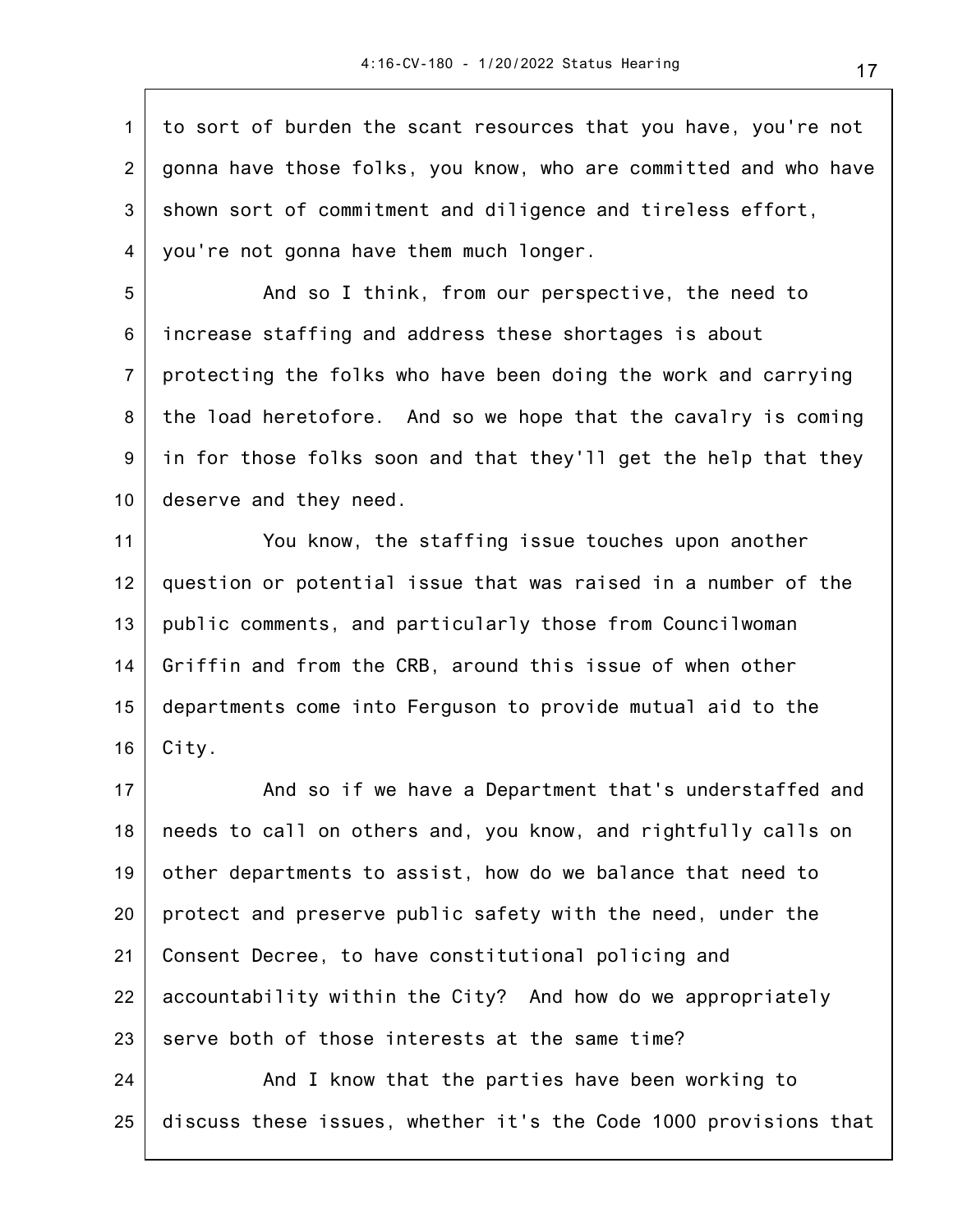to sort of burden the scant resources that you have, you're not gonna have those folks, you know, who are committed and who have shown sort of commitment and diligence and tireless effort, you're not gonna have them much longer.

And so I think, from our perspective, the need to increase staffing and address these shortages is about protecting the folks who have been doing the work and carrying the load heretofore. And so we hope that the cavalry is coming in for those folks soon and that they'll get the help that they deserve and they need.

You know, the staffing issue touches upon another question or potential issue that was raised in a number of the public comments, and particularly those from Councilwoman Griffin and from the CRB, around this issue of when other departments come into Ferguson to provide mutual aid to the City.

And so if we have a Department that's understaffed and needs to call on others and, you know, and rightfully calls on other departments to assist, how do we balance that need to protect and preserve public safety with the need, under the Consent Decree, to have constitutional policing and accountability within the City? And how do we appropriately serve both of those interests at the same time?

And I know that the parties have been working to discuss these issues, whether it's the Code 1000 provisions that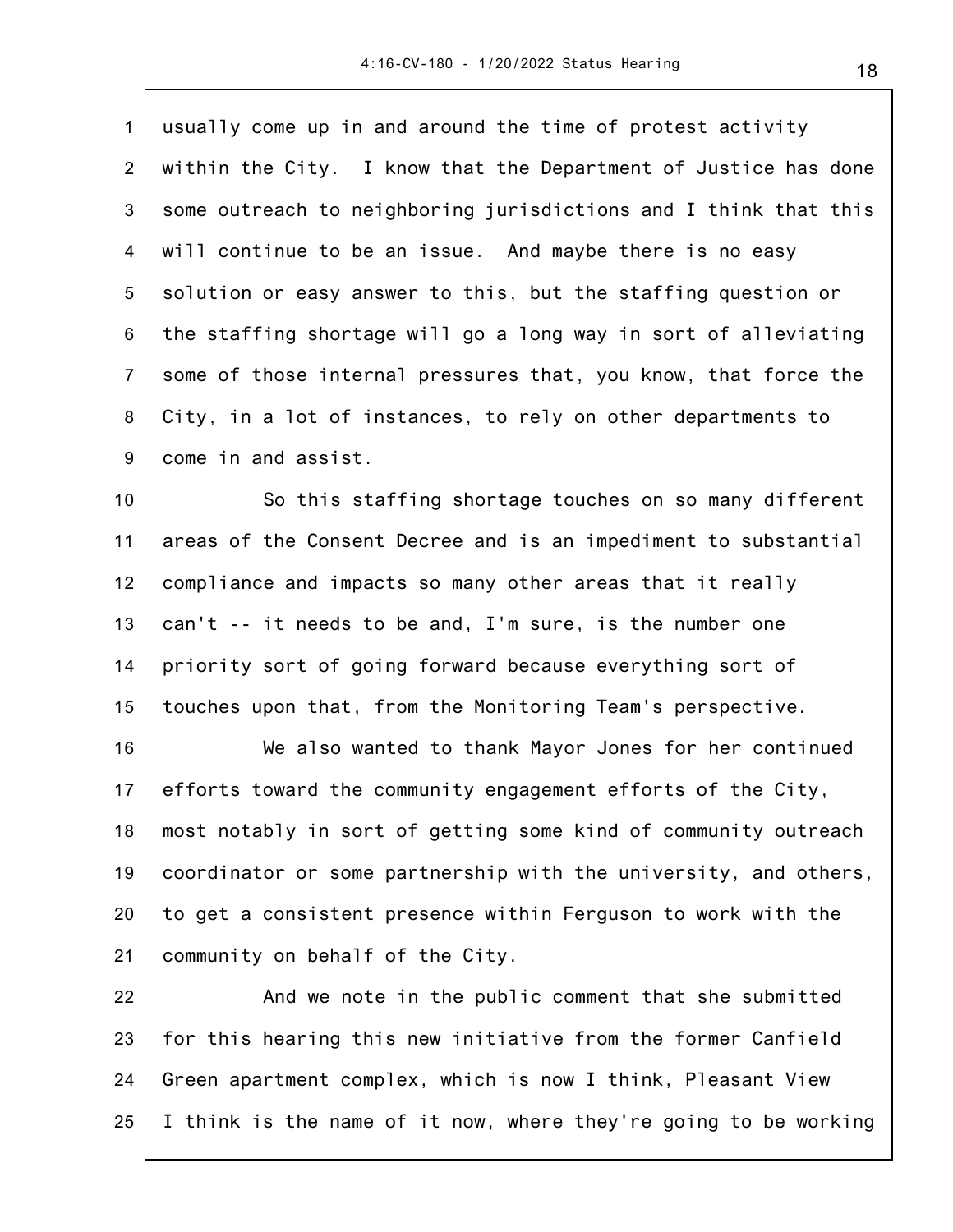usually come up in and around the time of protest activity within the City. I know that the Department of Justice has done some outreach to neighboring jurisdictions and I think that this will continue to be an issue. And maybe there is no easy solution or easy answer to this, but the staffing question or the staffing shortage will go a long way in sort of alleviating some of those internal pressures that, you know, that force the City, in a lot of instances, to rely on other departments to come in and assist.

So this staffing shortage touches on so many different areas of the Consent Decree and is an impediment to substantial compliance and impacts so many other areas that it really can't -- it needs to be and, I'm sure, is the number one priority sort of going forward because everything sort of touches upon that, from the Monitoring Team's perspective.

We also wanted to thank Mayor Jones for her continued efforts toward the community engagement efforts of the City, most notably in sort of getting some kind of community outreach coordinator or some partnership with the university, and others, to get a consistent presence within Ferguson to work with the community on behalf of the City.

And we note in the public comment that she submitted for this hearing this new initiative from the former Canfield Green apartment complex, which is now I think, Pleasant View I think is the name of it now, where they're going to be working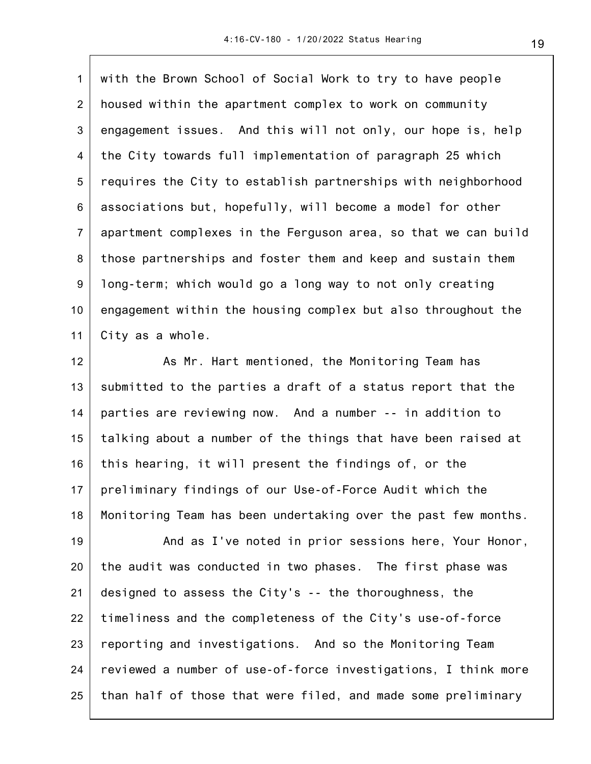with the Brown School of Social Work to try to have people housed within the apartment complex to work on community engagement issues. And this will not only, our hope is, help the City towards full implementation of paragraph 25 which requires the City to establish partnerships with neighborhood associations but, hopefully, will become a model for other apartment complexes in the Ferguson area, so that we can build those partnerships and foster them and keep and sustain them long-term; which would go a long way to not only creating engagement within the housing complex but also throughout the City as a whole.

As Mr. Hart mentioned, the Monitoring Team has submitted to the parties a draft of a status report that the parties are reviewing now. And a number -- in addition to talking about a number of the things that have been raised at this hearing, it will present the findings of, or the preliminary findings of our Use-of-Force Audit which the Monitoring Team has been undertaking over the past few months.

And as I've noted in prior sessions here, Your Honor, the audit was conducted in two phases. The first phase was designed to assess the City's -- the thoroughness, the timeliness and the completeness of the City's use-of-force reporting and investigations. And so the Monitoring Team reviewed a number of use-of-force investigations, I think more than half of those that were filed, and made some preliminary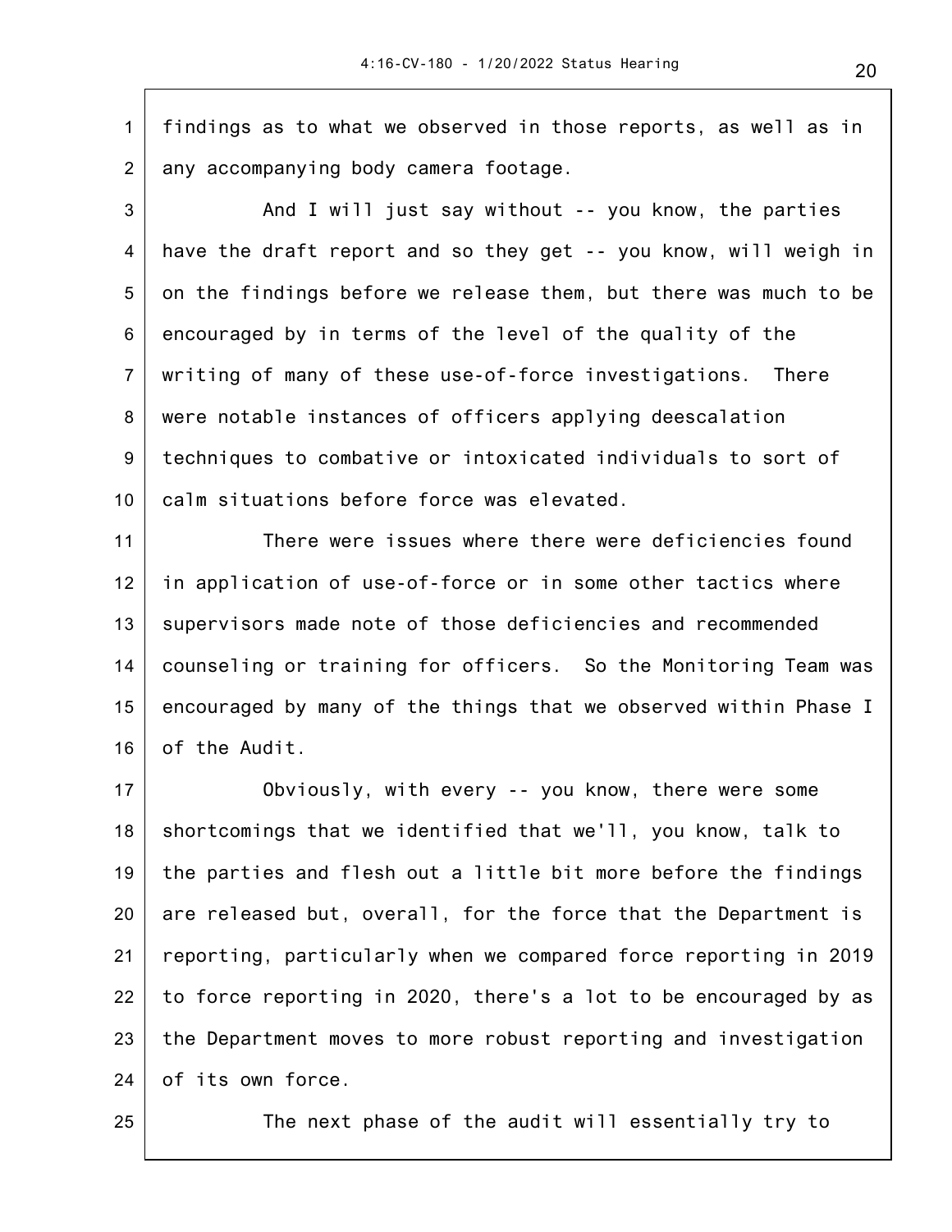findings as to what we observed in those reports, as well as in any accompanying body camera footage.

And I will just say without -- you know, the parties have the draft report and so they get -- you know, will weigh in on the findings before we release them, but there was much to be encouraged by in terms of the level of the quality of the writing of many of these use-of-force investigations. There were notable instances of officers applying deescalation techniques to combative or intoxicated individuals to sort of calm situations before force was elevated.

There were issues where there were deficiencies found in application of use-of-force or in some other tactics where supervisors made note of those deficiencies and recommended counseling or training for officers. So the Monitoring Team was encouraged by many of the things that we observed within Phase I of the Audit.

Obviously, with every -- you know, there were some shortcomings that we identified that we'll, you know, talk to the parties and flesh out a little bit more before the findings are released but, overall, for the force that the Department is reporting, particularly when we compared force reporting in 2019 to force reporting in 2020, there's a lot to be encouraged by as the Department moves to more robust reporting and investigation of its own force.

The next phase of the audit will essentially try to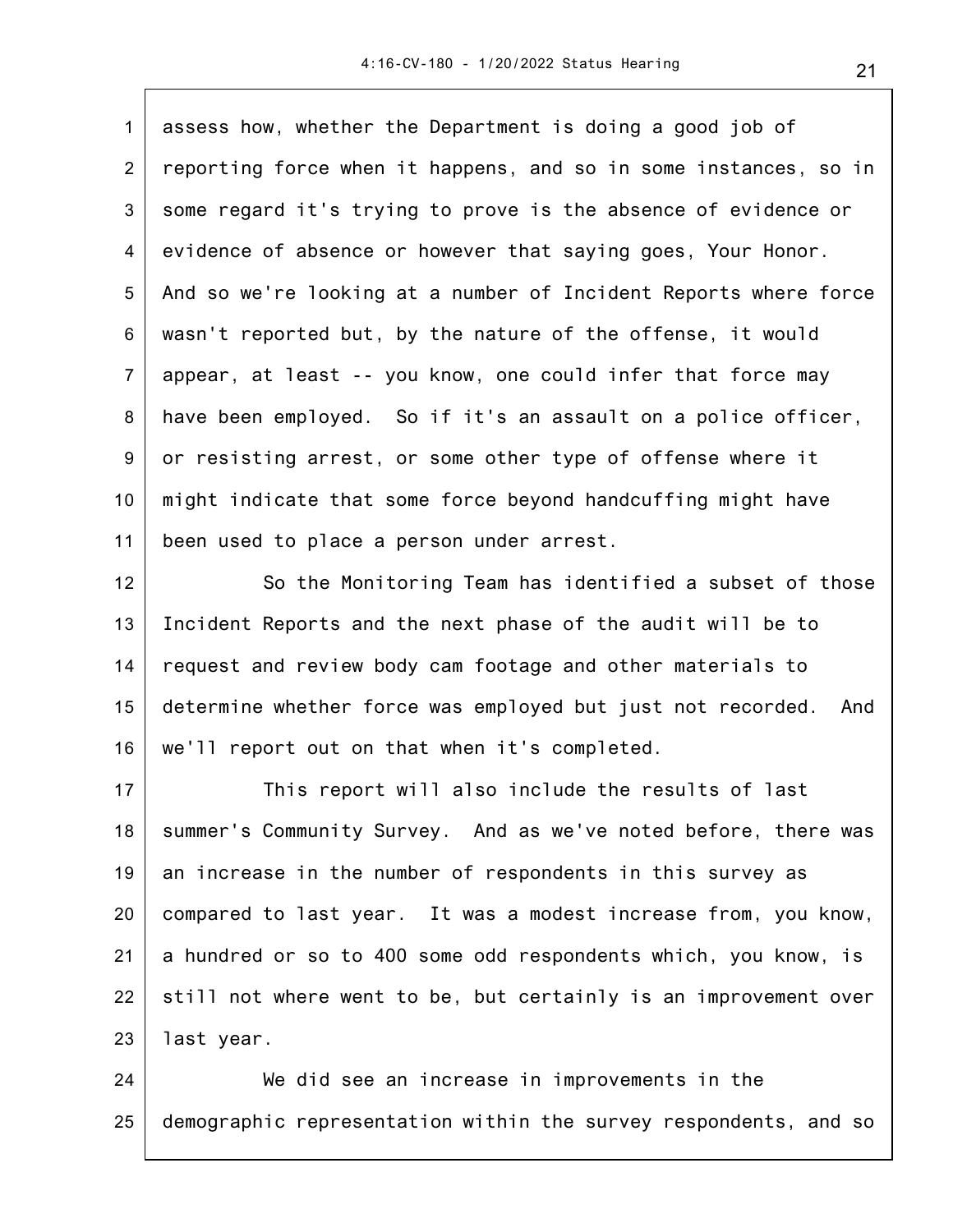assess how, whether the Department is doing a good job of reporting force when it happens, and so in some instances, so in some regard it's trying to prove is the absence of evidence or evidence of absence or however that saying goes, Your Honor. And so we're looking at a number of Incident Reports where force wasn't reported but, by the nature of the offense, it would appear, at least -- you know, one could infer that force may have been employed. So if it's an assault on a police officer, or resisting arrest, or some other type of offense where it might indicate that some force beyond handcuffing might have been used to place a person under arrest.

So the Monitoring Team has identified a subset of those Incident Reports and the next phase of the audit will be to request and review body cam footage and other materials to determine whether force was employed but just not recorded. And we'll report out on that when it's completed.

This report will also include the results of last summer's Community Survey. And as we've noted before, there was an increase in the number of respondents in this survey as compared to last year. It was a modest increase from, you know, a hundred or so to 400 some odd respondents which, you know, is still not where went to be, but certainly is an improvement over last year.

We did see an increase in improvements in the demographic representation within the survey respondents, and so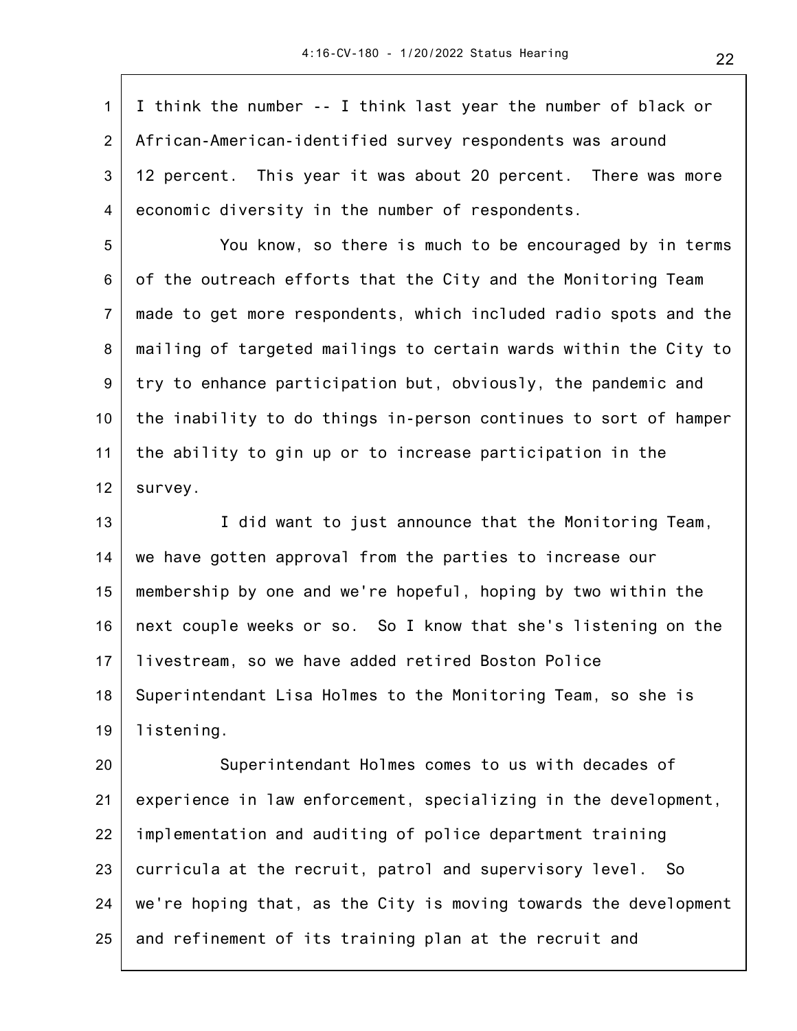I think the number -- I think last year the number of black or African-American-identified survey respondents was around 12 percent. This year it was about 20 percent. There was more economic diversity in the number of respondents.

You know, so there is much to be encouraged by in terms of the outreach efforts that the City and the Monitoring Team made to get more respondents, which included radio spots and the mailing of targeted mailings to certain wards within the City to try to enhance participation but, obviously, the pandemic and the inability to do things in-person continues to sort of hamper the ability to gin up or to increase participation in the survey.

I did want to just announce that the Monitoring Team, we have gotten approval from the parties to increase our membership by one and we're hopeful, hoping by two within the next couple weeks or so. So I know that she's listening on the livestream, so we have added retired Boston Police Superintendant Lisa Holmes to the Monitoring Team, so she is listening.

Superintendant Holmes comes to us with decades of experience in law enforcement, specializing in the development, implementation and auditing of police department training curricula at the recruit, patrol and supervisory level. So we're hoping that, as the City is moving towards the development and refinement of its training plan at the recruit and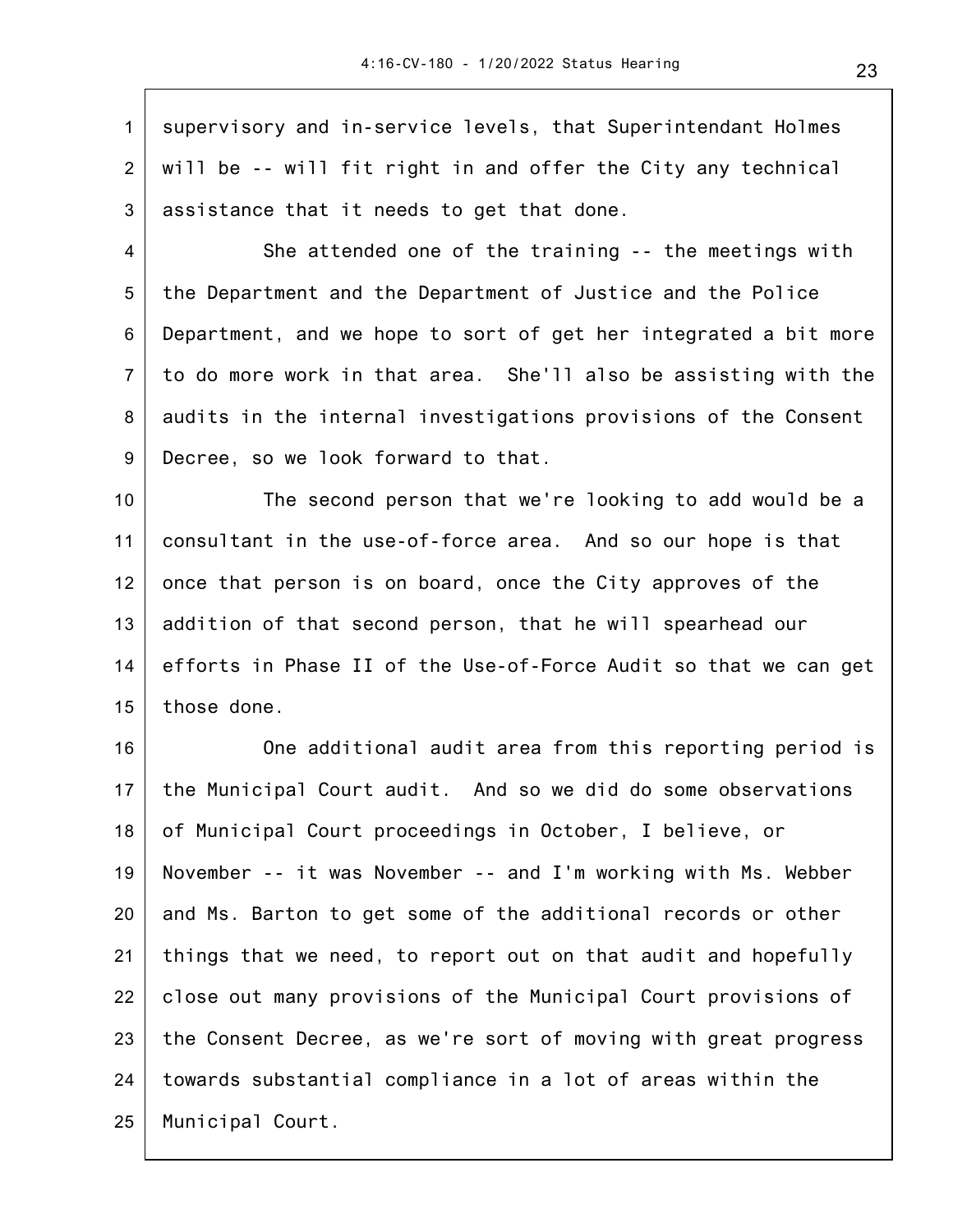supervisory and in-service levels, that Superintendant Holmes will be -- will fit right in and offer the City any technical assistance that it needs to get that done.

She attended one of the training -- the meetings with the Department and the Department of Justice and the Police Department, and we hope to sort of get her integrated a bit more to do more work in that area. She'll also be assisting with the audits in the internal investigations provisions of the Consent Decree, so we look forward to that.

The second person that we're looking to add would be a consultant in the use-of-force area. And so our hope is that once that person is on board, once the City approves of the addition of that second person, that he will spearhead our efforts in Phase II of the Use-of-Force Audit so that we can get those done.

One additional audit area from this reporting period is the Municipal Court audit. And so we did do some observations of Municipal Court proceedings in October, I believe, or November -- it was November -- and I'm working with Ms. Webber and Ms. Barton to get some of the additional records or other things that we need, to report out on that audit and hopefully close out many provisions of the Municipal Court provisions of the Consent Decree, as we're sort of moving with great progress towards substantial compliance in a lot of areas within the Municipal Court.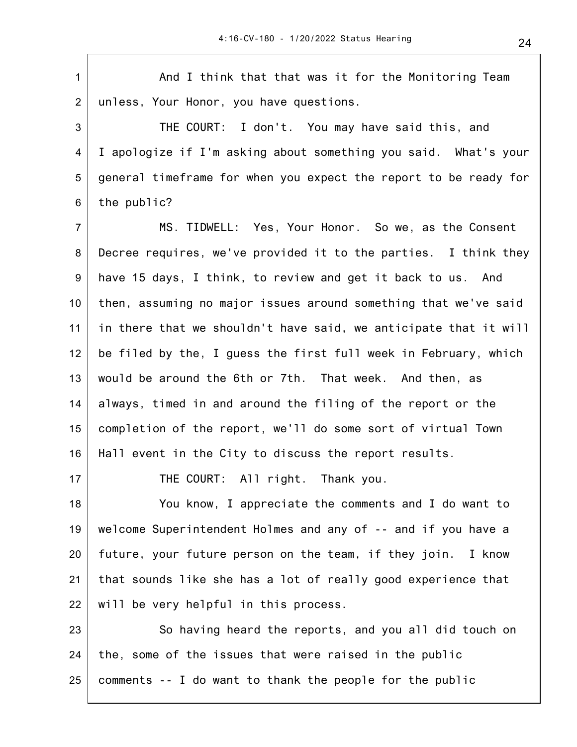And I think that that was it for the Monitoring Team unless, Your Honor, you have questions.

THE COURT: I don't. You may have said this, and I apologize if I'm asking about something you said. What's your general timeframe for when you expect the report to be ready for the public?

MS. TIDWELL: Yes, Your Honor. So we, as the Consent Decree requires, we've provided it to the parties. I think they have 15 days, I think, to review and get it back to us. And then, assuming no major issues around something that we've said in there that we shouldn't have said, we anticipate that it will be filed by the, I guess the first full week in February, which would be around the 6th or 7th. That week. And then, as always, timed in and around the filing of the report or the completion of the report, we'll do some sort of virtual Town Hall event in the City to discuss the report results.

THE COURT: All right. Thank you.

You know, I appreciate the comments and I do want to welcome Superintendent Holmes and any of -- and if you have a future, your future person on the team, if they join. I know that sounds like she has a lot of really good experience that will be very helpful in this process.

So having heard the reports, and you all did touch on the, some of the issues that were raised in the public comments -- I do want to thank the people for the public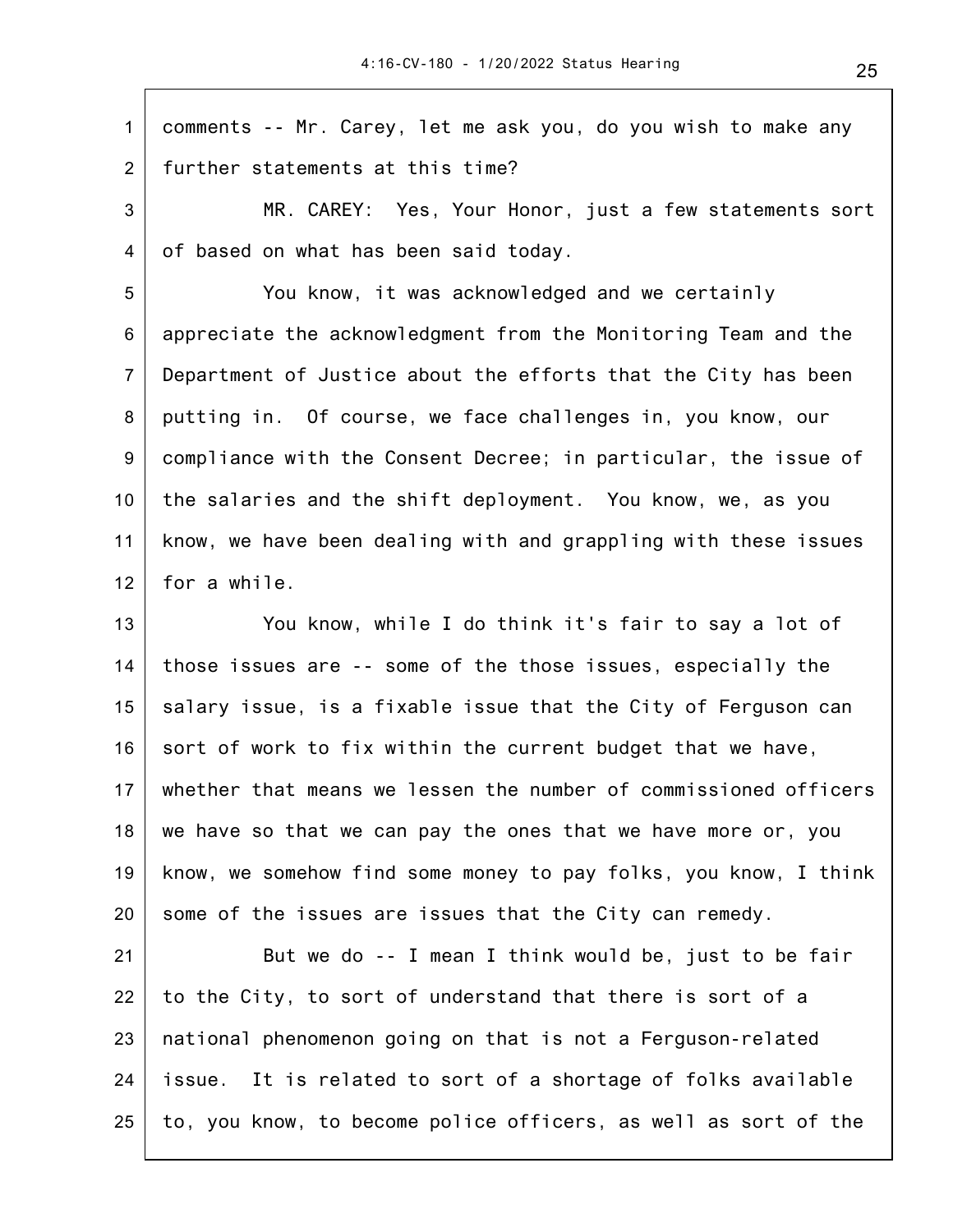comments -- Mr. Carey, let me ask you, do you wish to make any further statements at this time?

MR. CAREY: Yes, Your Honor, just a few statements sort of based on what has been said today.

You know, it was acknowledged and we certainly appreciate the acknowledgment from the Monitoring Team and the Department of Justice about the efforts that the City has been putting in. Of course, we face challenges in, you know, our compliance with the Consent Decree; in particular, the issue of the salaries and the shift deployment. You know, we, as you know, we have been dealing with and grappling with these issues for a while.

You know, while I do think it's fair to say a lot of those issues are -- some of the those issues, especially the salary issue, is a fixable issue that the City of Ferguson can sort of work to fix within the current budget that we have, whether that means we lessen the number of commissioned officers we have so that we can pay the ones that we have more or, you know, we somehow find some money to pay folks, you know, I think some of the issues are issues that the City can remedy.

But we do -- I mean I think would be, just to be fair to the City, to sort of understand that there is sort of a national phenomenon going on that is not a Ferguson-related issue. It is related to sort of a shortage of folks available to, you know, to become police officers, as well as sort of the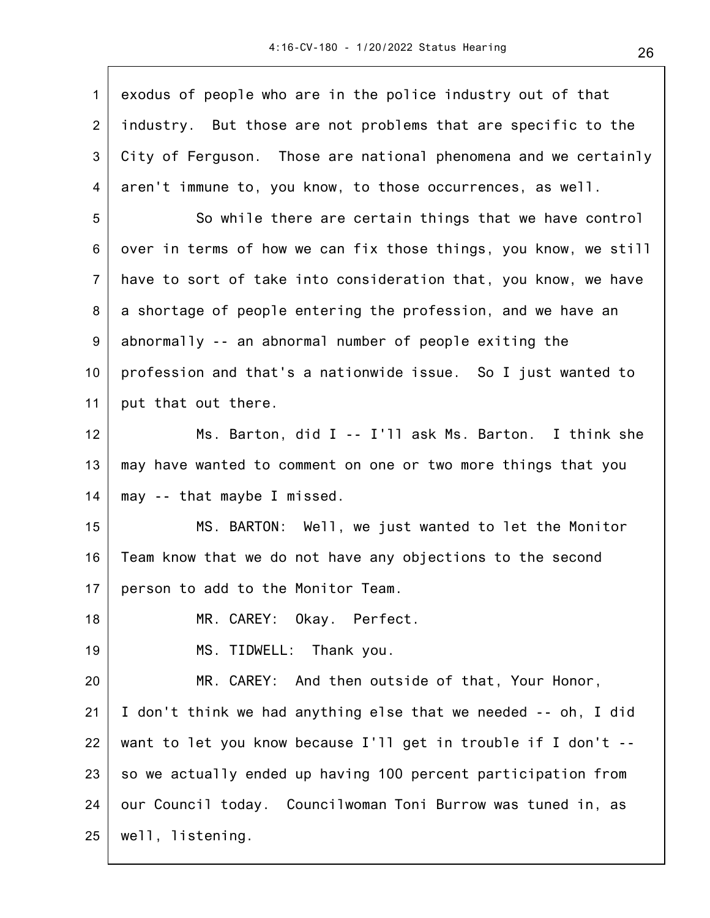exodus of people who are in the police industry out of that industry. But those are not problems that are specific to the City of Ferguson. Those are national phenomena and we certainly aren't immune to, you know, to those occurrences, as well.

So while there are certain things that we have control over in terms of how we can fix those things, you know, we still have to sort of take into consideration that, you know, we have a shortage of people entering the profession, and we have an abnormally -- an abnormal number of people exiting the profession and that's a nationwide issue. So I just wanted to put that out there.

Ms. Barton, did I -- I'll ask Ms. Barton. I think she may have wanted to comment on one or two more things that you may -- that maybe I missed.

MS. BARTON: Well, we just wanted to let the Monitor Team know that we do not have any objections to the second person to add to the Monitor Team.

MR. CAREY: Okay. Perfect.

MS. TIDWELL: Thank you.

MR. CAREY: And then outside of that, Your Honor, I don't think we had anything else that we needed -- oh, I did want to let you know because I'll get in trouble if I don't -- so we actually ended up having 100 percent participation from our Council today. Councilwoman Toni Burrow was tuned in, as well, listening.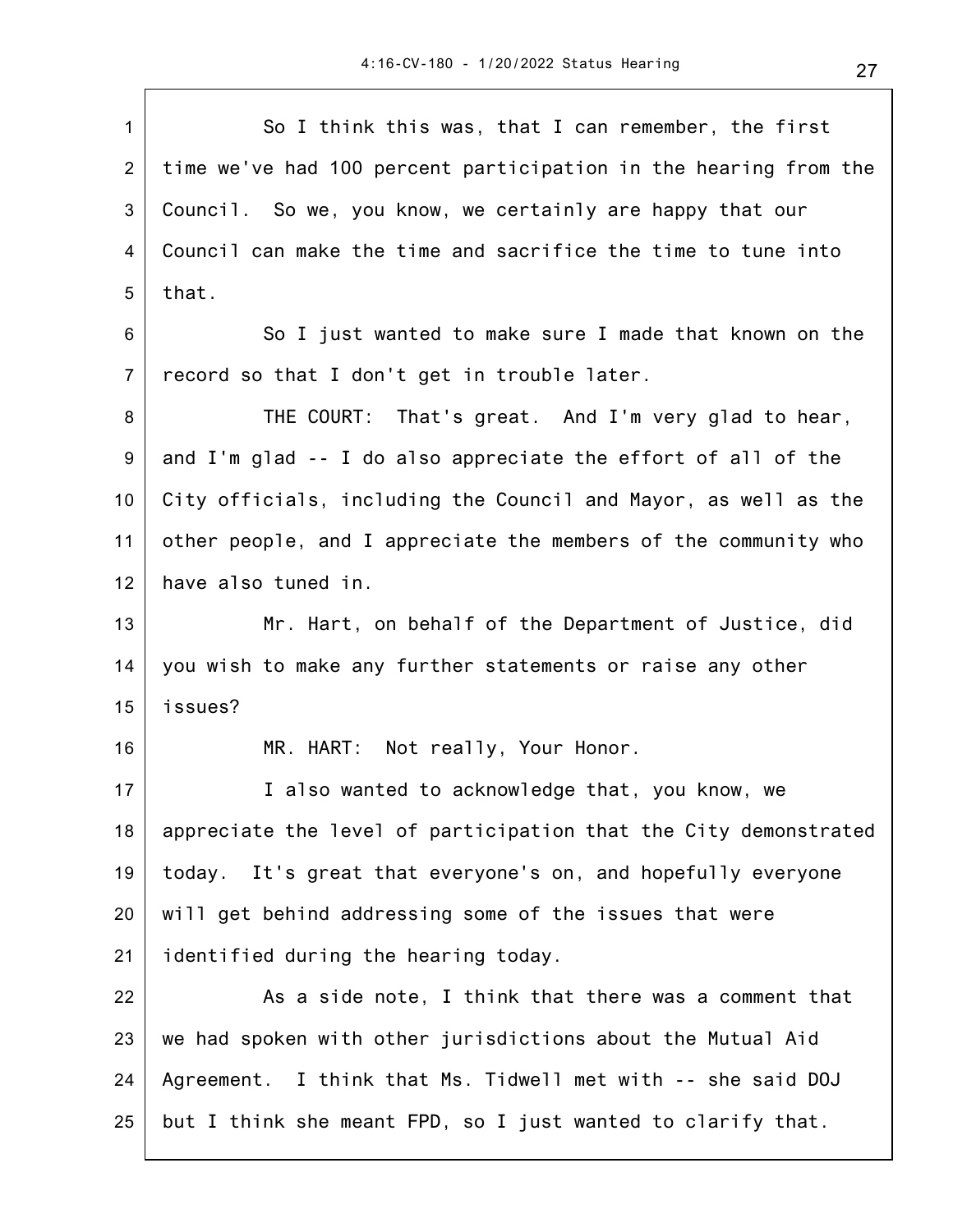So I think this was, that I can remember, the first time we've had 100 percent participation in the hearing from the Council. So we, you know, we certainly are happy that our Council can make the time and sacrifice the time to tune into that.

So I just wanted to make sure I made that known on the record so that I don't get in trouble later.

THE COURT: That's great. And I'm very glad to hear, and I'm glad -- I do also appreciate the effort of all of the City officials, including the Council and Mayor, as well as the other people, and I appreciate the members of the community who have also tuned in.

Mr. Hart, on behalf of the Department of Justice, did you wish to make any further statements or raise any other issues?

MR. HART: Not really, Your Honor.

I also wanted to acknowledge that, you know, we appreciate the level of participation that the City demonstrated today. It's great that everyone's on, and hopefully everyone will get behind addressing some of the issues that were identified during the hearing today.

As a side note, I think that there was a comment that we had spoken with other jurisdictions about the Mutual Aid Agreement. I think that Ms. Tidwell met with -- she said DOJ but I think she meant FPD, so I just wanted to clarify that.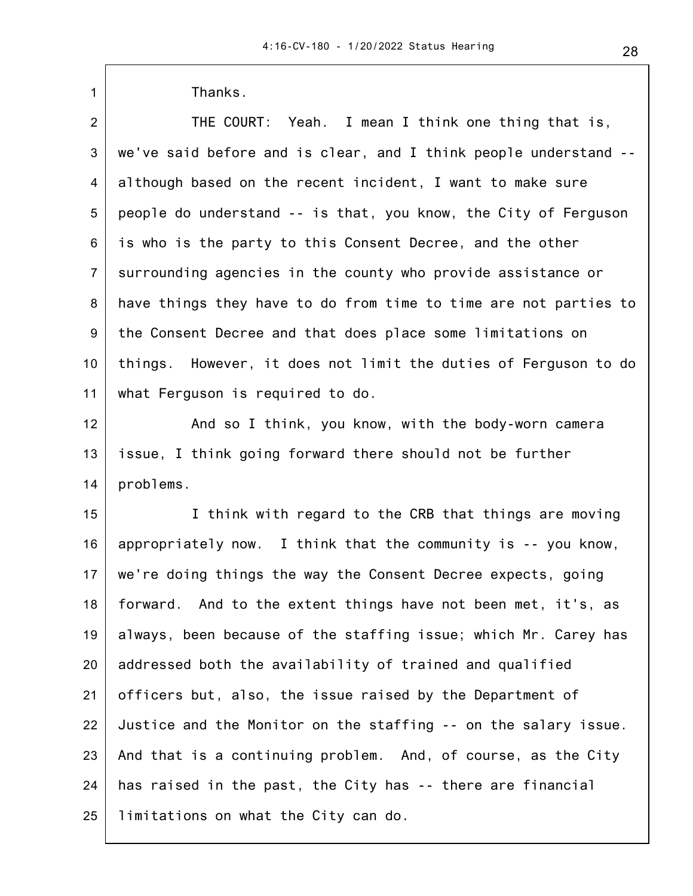Thanks.

THE COURT: Yeah. I mean I think one thing that is, we've said before and is clear, and I think people understand -- although based on the recent incident, I want to make sure people do understand -- is that, you know, the City of Ferguson is who is the party to this Consent Decree, and the other surrounding agencies in the county who provide assistance or have things they have to do from time to time are not parties to the Consent Decree and that does place some limitations on things. However, it does not limit the duties of Ferguson to do what Ferguson is required to do.

And so I think, you know, with the body-worn camera issue, I think going forward there should not be further problems.

I think with regard to the CRB that things are moving appropriately now. I think that the community is -- you know, we're doing things the way the Consent Decree expects, going forward. And to the extent things have not been met, it's, as always, been because of the staffing issue; which Mr. Carey has addressed both the availability of trained and qualified officers but, also, the issue raised by the Department of Justice and the Monitor on the staffing -- on the salary issue. And that is a continuing problem. And, of course, as the City has raised in the past, the City has -- there are financial limitations on what the City can do.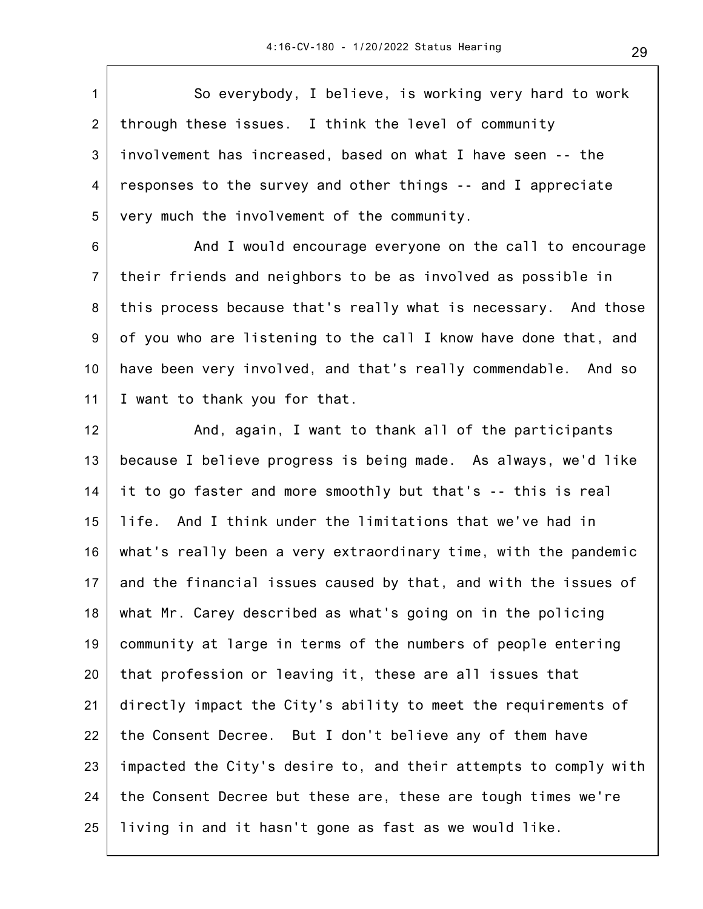So everybody, I believe, is working very hard to work through these issues. I think the level of community involvement has increased, based on what I have seen -- the responses to the survey and other things -- and I appreciate very much the involvement of the community.

And I would encourage everyone on the call to encourage their friends and neighbors to be as involved as possible in this process because that's really what is necessary. And those of you who are listening to the call I know have done that, and have been very involved, and that's really commendable. And so I want to thank you for that.

And, again, I want to thank all of the participants because I believe progress is being made. As always, we'd like it to go faster and more smoothly but that's -- this is real life. And I think under the limitations that we've had in what's really been a very extraordinary time, with the pandemic and the financial issues caused by that, and with the issues of what Mr. Carey described as what's going on in the policing community at large in terms of the numbers of people entering that profession or leaving it, these are all issues that directly impact the City's ability to meet the requirements of the Consent Decree. But I don't believe any of them have impacted the City's desire to, and their attempts to comply with the Consent Decree but these are, these are tough times we're living in and it hasn't gone as fast as we would like.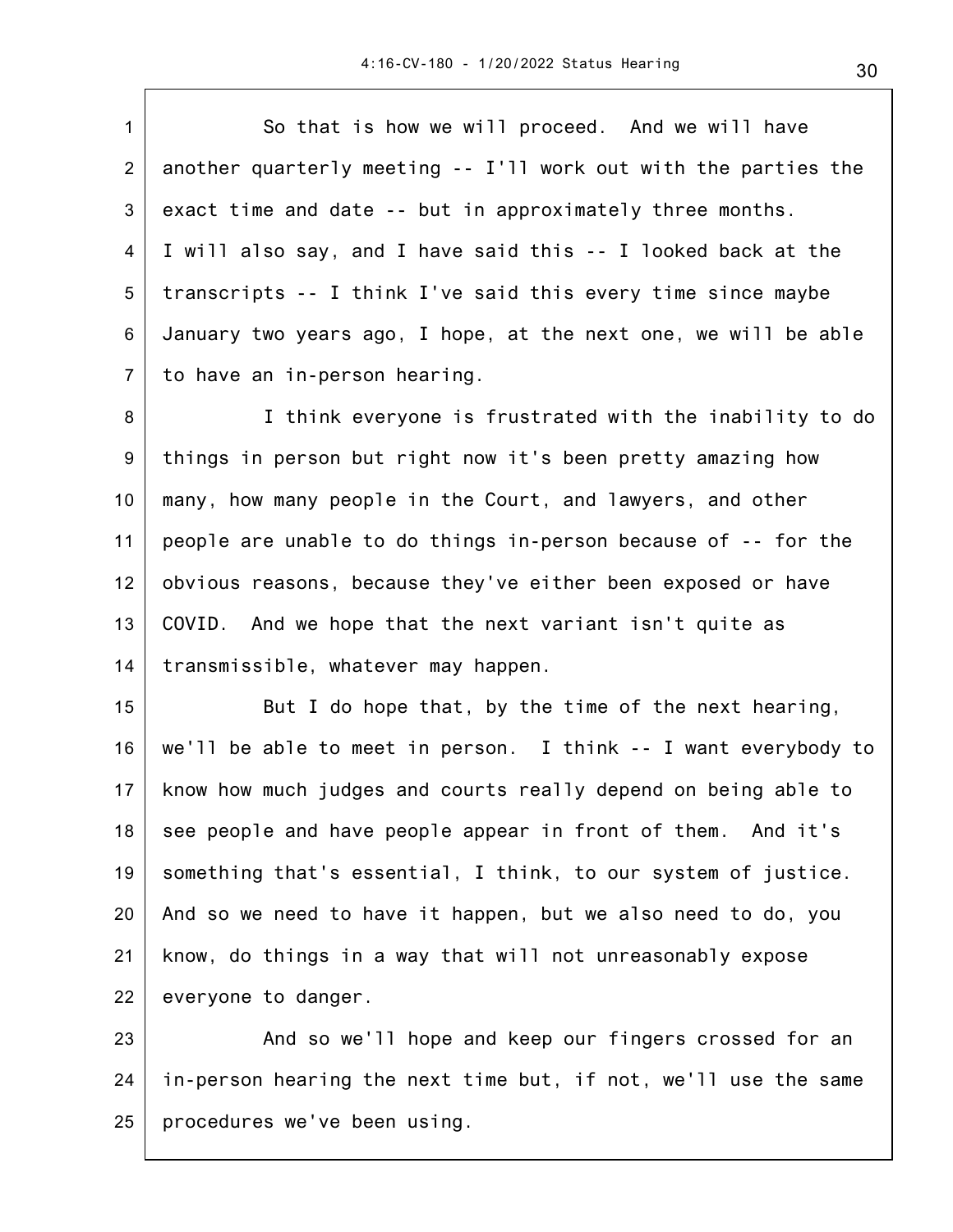So that is how we will proceed. And we will have another quarterly meeting -- I'll work out with the parties the exact time and date -- but in approximately three months. I will also say, and I have said this -- I looked back at the transcripts -- I think I've said this every time since maybe January two years ago, I hope, at the next one, we will be able to have an in-person hearing.

I think everyone is frustrated with the inability to do things in person but right now it's been pretty amazing how many, how many people in the Court, and lawyers, and other people are unable to do things in-person because of -- for the obvious reasons, because they've either been exposed or have COVID. And we hope that the next variant isn't quite as transmissible, whatever may happen.

But I do hope that, by the time of the next hearing, we'll be able to meet in person. I think -- I want everybody to know how much judges and courts really depend on being able to see people and have people appear in front of them. And it's something that's essential, I think, to our system of justice. And so we need to have it happen, but we also need to do, you know, do things in a way that will not unreasonably expose everyone to danger.

And so we'll hope and keep our fingers crossed for an in-person hearing the next time but, if not, we'll use the same procedures we've been using.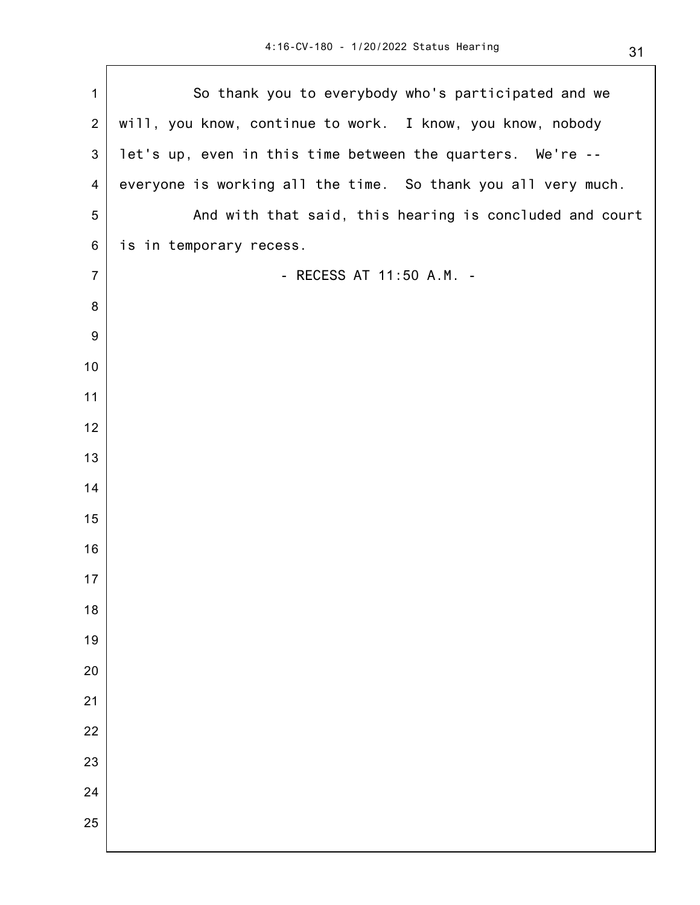So thank you to everybody who's participated and we will, you know, continue to work. I know, you know, nobody let's up, even in this time between the quarters. We're -- everyone is working all the time. So thank you all very much.

And with that said, this hearing is concluded and court is in temporary recess.

- RECESS AT 11:50 A.M. -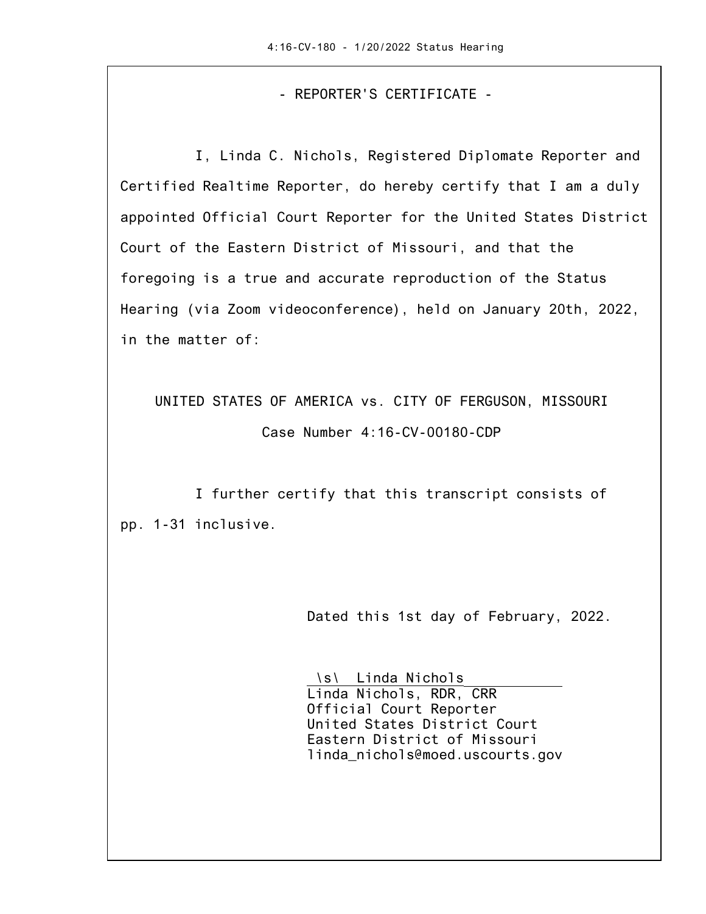## - REPORTER'S CERTIFICATE -

I, Linda C. Nichols, Registered Diplomate Reporter and Certified Realtime Reporter, do hereby certify that I am a duly appointed Official Court Reporter for the United States District Court of the Eastern District of Missouri, and that the foregoing is a true and accurate reproduction of the Status Hearing (via Zoom videoconference), held on January 20th, 2022, in the matter of:

UNITED STATES OF AMERICA vs. CITY OF FERGUSON, MISSOURI

Case Number 4:16-CV-00180-CDP

I further certify that this transcript consists of pp. 1-31 inclusive.

Dated this 1st day of February, 2022.

\s\ Linda Nichols
Linda Nichols, RDR, CRR
Official Court Reporter
United States District Court
Eastern District of Missouri
linda_nichols@moed.uscourts.gov